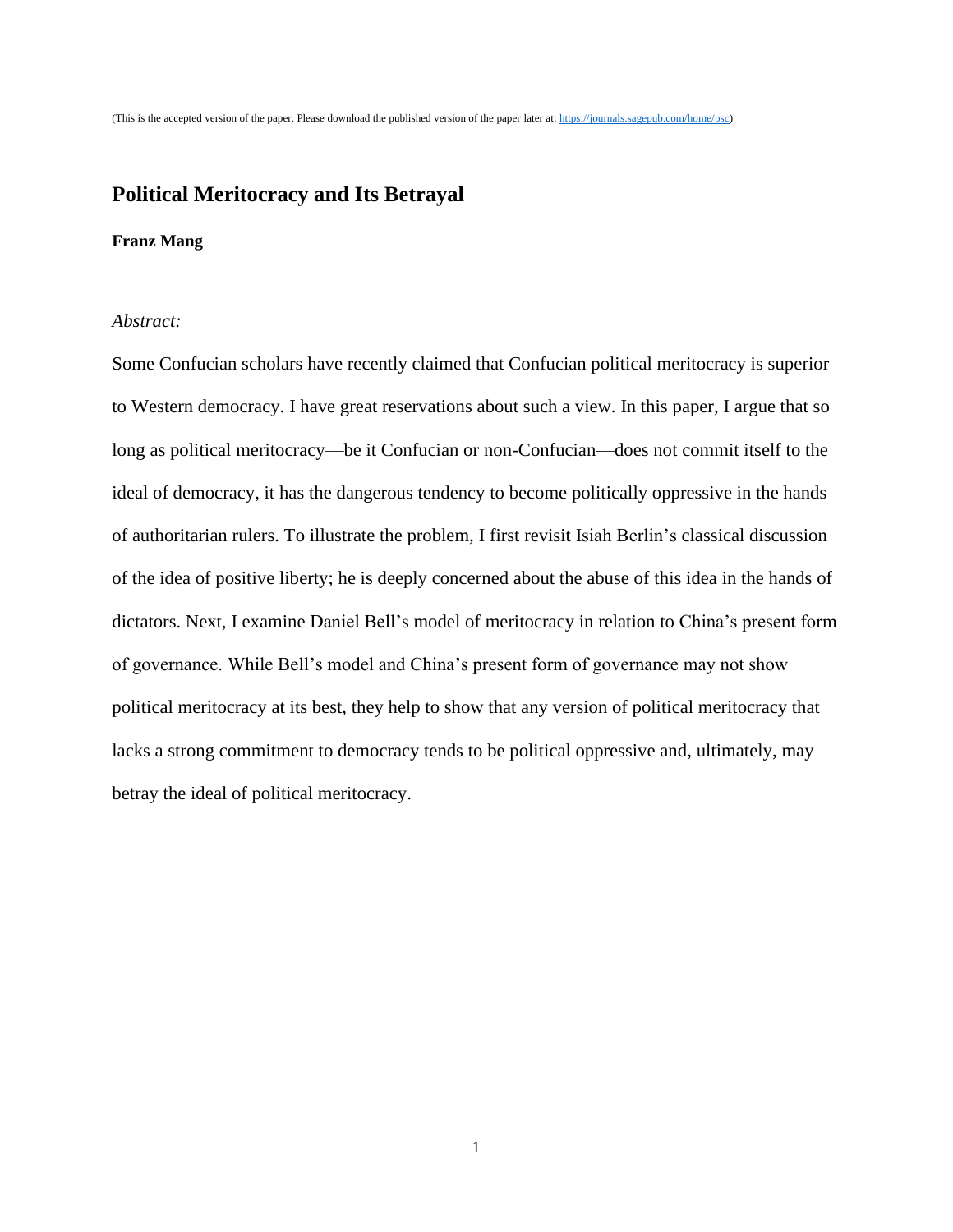(This is the accepted version of the paper. Please download the published version of the paper later at: https://journals.sagepub.com/home/psc)

# Political Meritocracy and Its Betrayal

**Franz Mang**

*Abstract:*

Some Confucian scholars have recently claimed that Confucian political meritocracy is superior to Western democracy. I have great reservations about such a view. In this paper, I argue that so long as political meritocracy—be it Confucian or non-Confucian—does not commit itself to the ideal of democracy, it has the dangerous tendency to become politically oppressive in the hands of authoritarian rulers. To illustrate the problem, I first revisit Isiah Berlin's classical discussion of the idea of positive liberty; he is deeply concerned about the abuse of this idea in the hands of dictators. Next, I examine Daniel Bell's model of meritocracy in relation to China's present form of governance. While Bell's model and China's present form of governance may not show political meritocracy at its best, they help to show that any version of political meritocracy that lacks a strong commitment to democracy tends to be political oppressive and, ultimately, may betray the ideal of political meritocracy.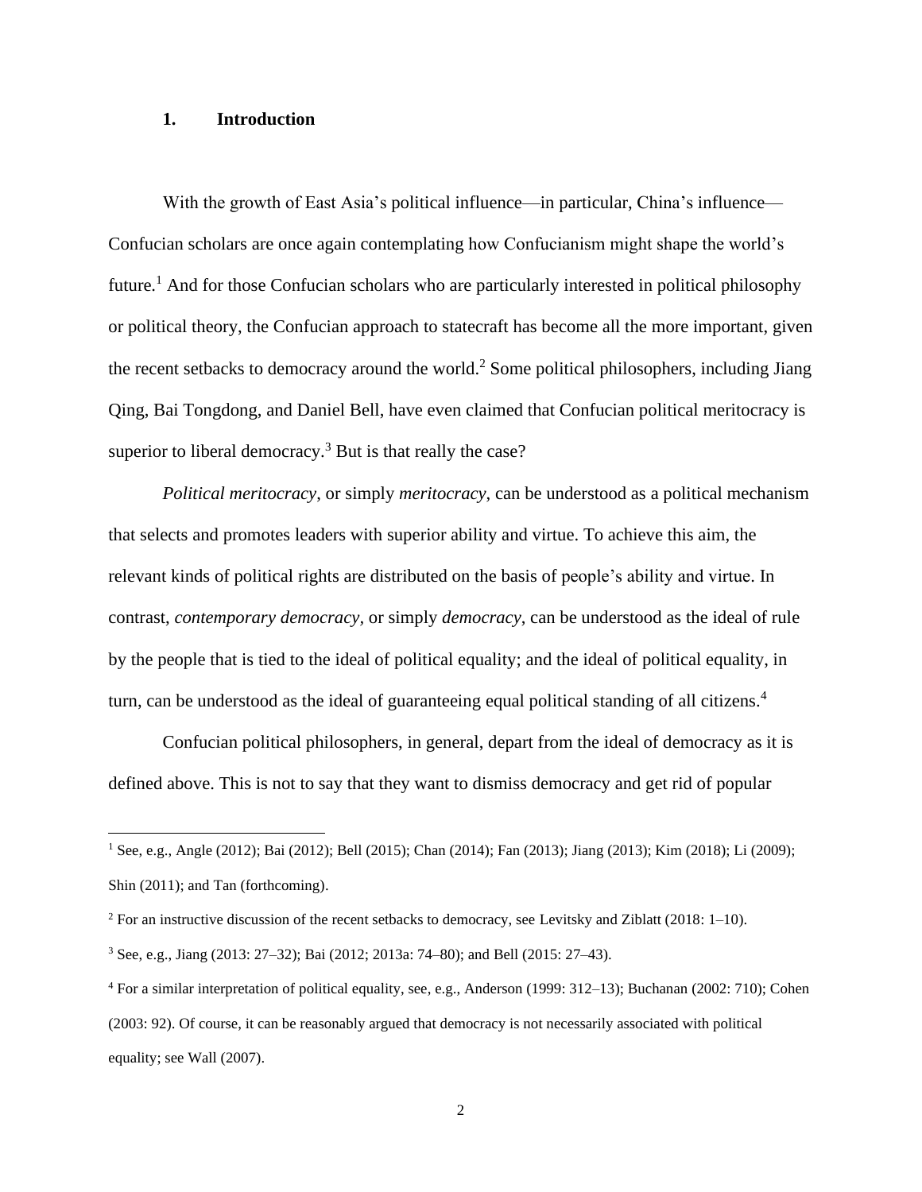## 1. Introduction

With the growth of East Asia's political influence—in particular, China's influence—Confucian scholars are once again contemplating how Confucianism might shape the world's future.[1] And for those Confucian scholars who are particularly interested in political philosophy or political theory, the Confucian approach to statecraft has become all the more important, given the recent setbacks to democracy around the world.[2] Some political philosophers, including Jiang Qing, Bai Tongdong, and Daniel Bell, have even claimed that Confucian political meritocracy is superior to liberal democracy.[3] But is that really the case?

*Political meritocracy*, or simply *meritocracy*, can be understood as a political mechanism that selects and promotes leaders with superior ability and virtue. To achieve this aim, the relevant kinds of political rights are distributed on the basis of people's ability and virtue. In contrast, *contemporary democracy*, or simply *democracy*, can be understood as the ideal of rule by the people that is tied to the ideal of political equality; and the ideal of political equality, in turn, can be understood as the ideal of guaranteeing equal political standing of all citizens.[4]

Confucian political philosophers, in general, depart from the ideal of democracy as it is defined above. This is not to say that they want to dismiss democracy and get rid of popular

---

[1] See, e.g., Angle (2012); Bai (2012); Bell (2015); Chan (2014); Fan (2013); Jiang (2013); Kim (2018); Li (2009); Shin (2011); and Tan (forthcoming).

[2] For an instructive discussion of the recent setbacks to democracy, see Levitsky and Ziblatt (2018: 1–10).

[3] See, e.g., Jiang (2013: 27–32); Bai (2012; 2013a: 74–80); and Bell (2015: 27–43).

[4] For a similar interpretation of political equality, see, e.g., Anderson (1999: 312–13); Buchanan (2002: 710); Cohen (2003: 92). Of course, it can be reasonably argued that democracy is not necessarily associated with political equality; see Wall (2007).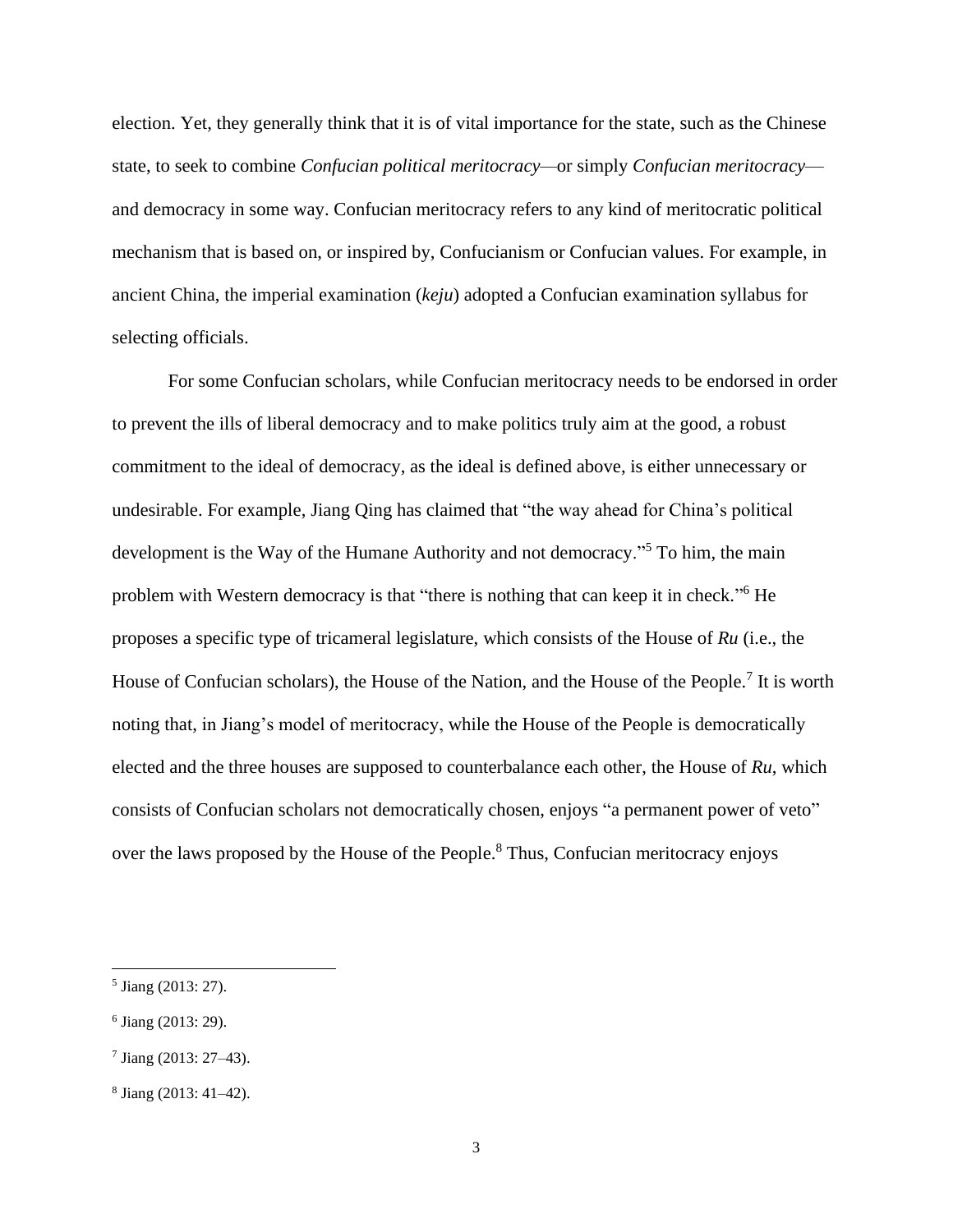election. Yet, they generally think that it is of vital importance for the state, such as the Chinese state, to seek to combine *Confucian political meritocracy*—or simply *Confucian meritocracy*—and democracy in some way. Confucian meritocracy refers to any kind of meritocratic political mechanism that is based on, or inspired by, Confucianism or Confucian values. For example, in ancient China, the imperial examination (*keju*) adopted a Confucian examination syllabus for selecting officials.

For some Confucian scholars, while Confucian meritocracy needs to be endorsed in order to prevent the ills of liberal democracy and to make politics truly aim at the good, a robust commitment to the ideal of democracy, as the ideal is defined above, is either unnecessary or undesirable. For example, Jiang Qing has claimed that "the way ahead for China's political development is the Way of the Humane Authority and not democracy."[5] To him, the main problem with Western democracy is that "there is nothing that can keep it in check."[6] He proposes a specific type of tricameral legislature, which consists of the House of *Ru* (i.e., the House of Confucian scholars), the House of the Nation, and the House of the People.[7] It is worth noting that, in Jiang's model of meritocracy, while the House of the People is democratically elected and the three houses are supposed to counterbalance each other, the House of *Ru*, which consists of Confucian scholars not democratically chosen, enjoys "a permanent power of veto" over the laws proposed by the House of the People.[8] Thus, Confucian meritocracy enjoys

[5] Jiang (2013: 27).

[6] Jiang (2013: 29).

[7] Jiang (2013: 27–43).

[8] Jiang (2013: 41–42).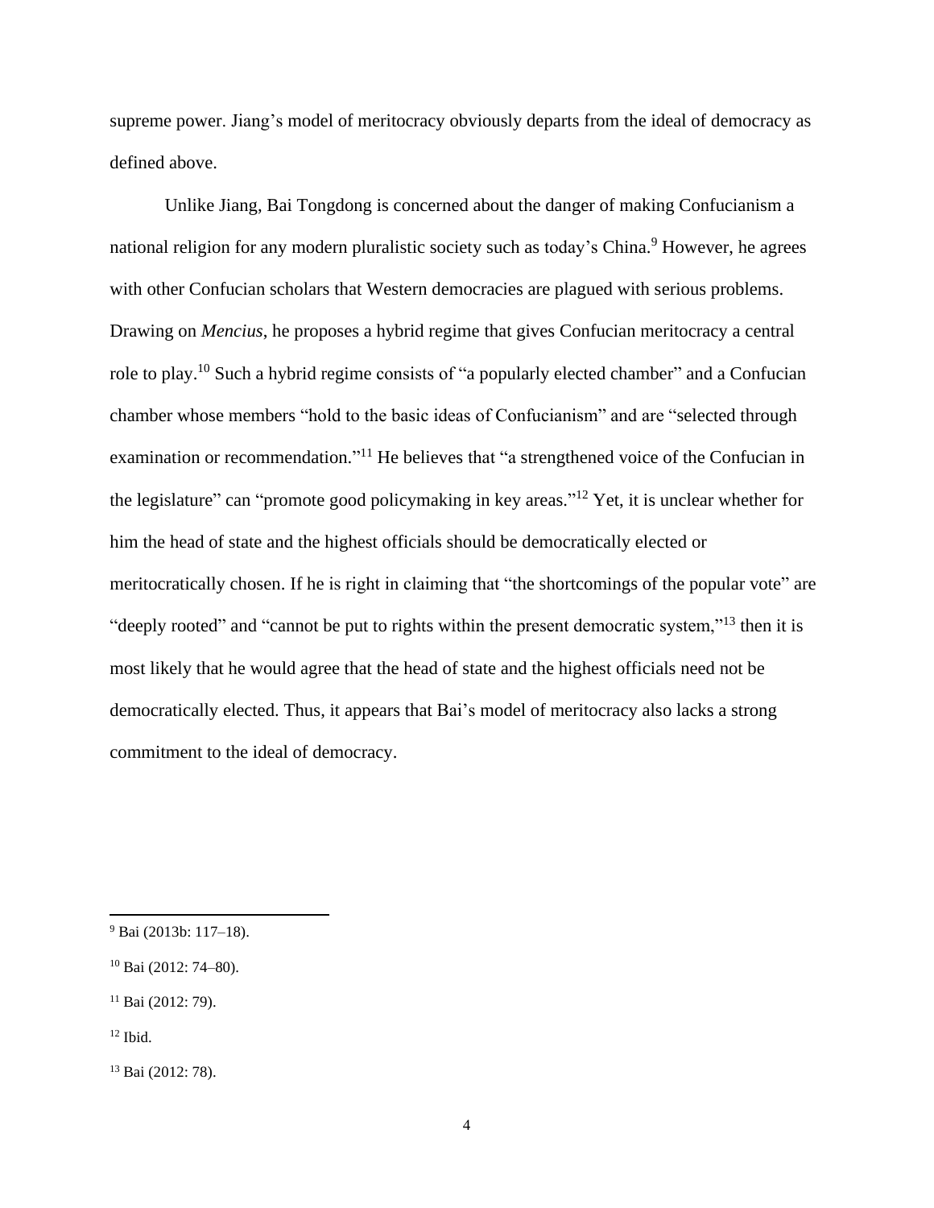supreme power. Jiang's model of meritocracy obviously departs from the ideal of democracy as defined above.

Unlike Jiang, Bai Tongdong is concerned about the danger of making Confucianism a national religion for any modern pluralistic society such as today's China.[9] However, he agrees with other Confucian scholars that Western democracies are plagued with serious problems. Drawing on *Mencius*, he proposes a hybrid regime that gives Confucian meritocracy a central role to play.[10] Such a hybrid regime consists of "a popularly elected chamber" and a Confucian chamber whose members "hold to the basic ideas of Confucianism" and are "selected through examination or recommendation."[11] He believes that "a strengthened voice of the Confucian in the legislature" can "promote good policymaking in key areas."[12] Yet, it is unclear whether for him the head of state and the highest officials should be democratically elected or meritocratically chosen. If he is right in claiming that "the shortcomings of the popular vote" are "deeply rooted" and "cannot be put to rights within the present democratic system,"[13] then it is most likely that he would agree that the head of state and the highest officials need not be democratically elected. Thus, it appears that Bai's model of meritocracy also lacks a strong commitment to the ideal of democracy.

---

[9] Bai (2013b: 117–18).

[10] Bai (2012: 74–80).

[11] Bai (2012: 79).

[12] Ibid.

[13] Bai (2012: 78).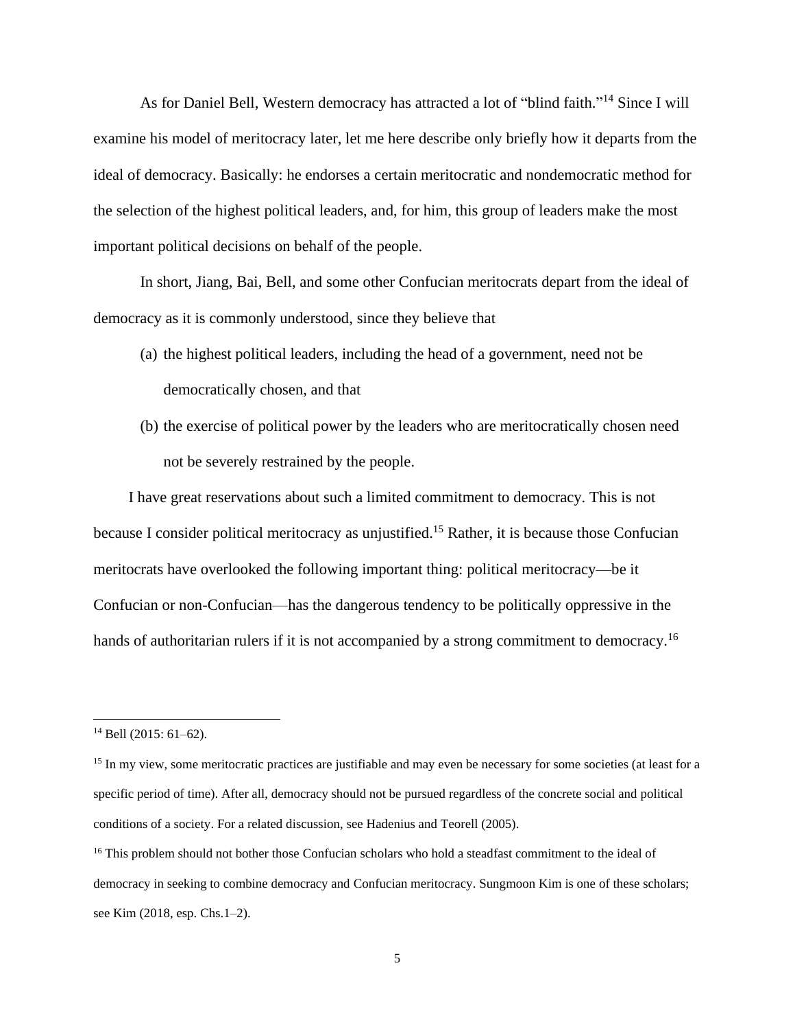As for Daniel Bell, Western democracy has attracted a lot of "blind faith."[14] Since I will examine his model of meritocracy later, let me here describe only briefly how it departs from the ideal of democracy. Basically: he endorses a certain meritocratic and nondemocratic method for the selection of the highest political leaders, and, for him, this group of leaders make the most important political decisions on behalf of the people.

In short, Jiang, Bai, Bell, and some other Confucian meritocrats depart from the ideal of democracy as it is commonly understood, since they believe that

(a) the highest political leaders, including the head of a government, need not be democratically chosen, and that

(b) the exercise of political power by the leaders who are meritocratically chosen need not be severely restrained by the people.

I have great reservations about such a limited commitment to democracy. This is not because I consider political meritocracy as unjustified.[15] Rather, it is because those Confucian meritocrats have overlooked the following important thing: political meritocracy—be it Confucian or non-Confucian—has the dangerous tendency to be politically oppressive in the hands of authoritarian rulers if it is not accompanied by a strong commitment to democracy.[16]

---

[14] Bell (2015: 61–62).

[15] In my view, some meritocratic practices are justifiable and may even be necessary for some societies (at least for a specific period of time). After all, democracy should not be pursued regardless of the concrete social and political conditions of a society. For a related discussion, see Hadenius and Teorell (2005).

[16] This problem should not bother those Confucian scholars who hold a steadfast commitment to the ideal of democracy in seeking to combine democracy and Confucian meritocracy. Sungmoon Kim is one of these scholars; see Kim (2018, esp. Chs.1–2).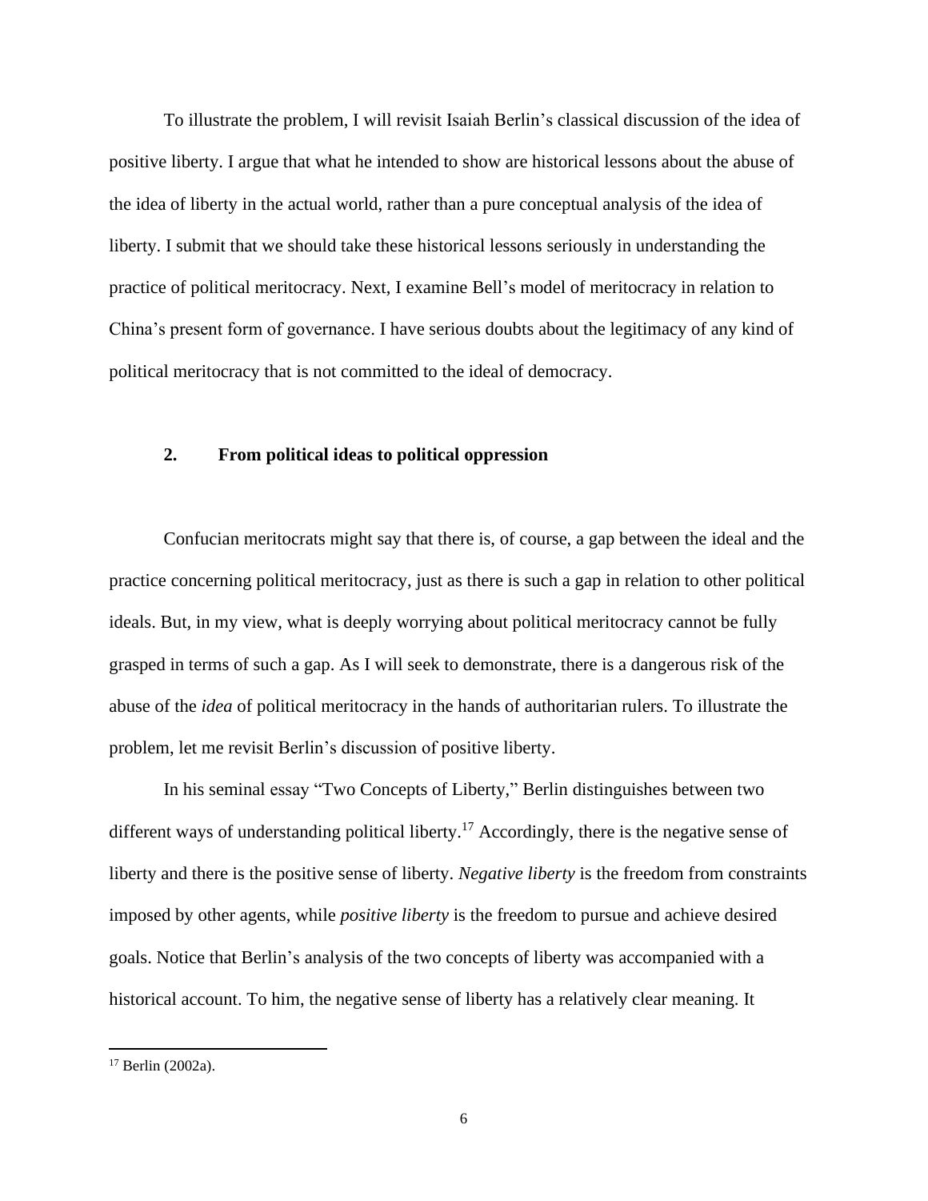To illustrate the problem, I will revisit Isaiah Berlin's classical discussion of the idea of positive liberty. I argue that what he intended to show are historical lessons about the abuse of the idea of liberty in the actual world, rather than a pure conceptual analysis of the idea of liberty. I submit that we should take these historical lessons seriously in understanding the practice of political meritocracy. Next, I examine Bell's model of meritocracy in relation to China's present form of governance. I have serious doubts about the legitimacy of any kind of political meritocracy that is not committed to the ideal of democracy.

## 2. From political ideas to political oppression

Confucian meritocrats might say that there is, of course, a gap between the ideal and the practice concerning political meritocracy, just as there is such a gap in relation to other political ideals. But, in my view, what is deeply worrying about political meritocracy cannot be fully grasped in terms of such a gap. As I will seek to demonstrate, there is a dangerous risk of the abuse of the *idea* of political meritocracy in the hands of authoritarian rulers. To illustrate the problem, let me revisit Berlin's discussion of positive liberty.

In his seminal essay "Two Concepts of Liberty," Berlin distinguishes between two different ways of understanding political liberty.[17] Accordingly, there is the negative sense of liberty and there is the positive sense of liberty. *Negative liberty* is the freedom from constraints imposed by other agents, while *positive liberty* is the freedom to pursue and achieve desired goals. Notice that Berlin's analysis of the two concepts of liberty was accompanied with a historical account. To him, the negative sense of liberty has a relatively clear meaning. It

[17] Berlin (2002a).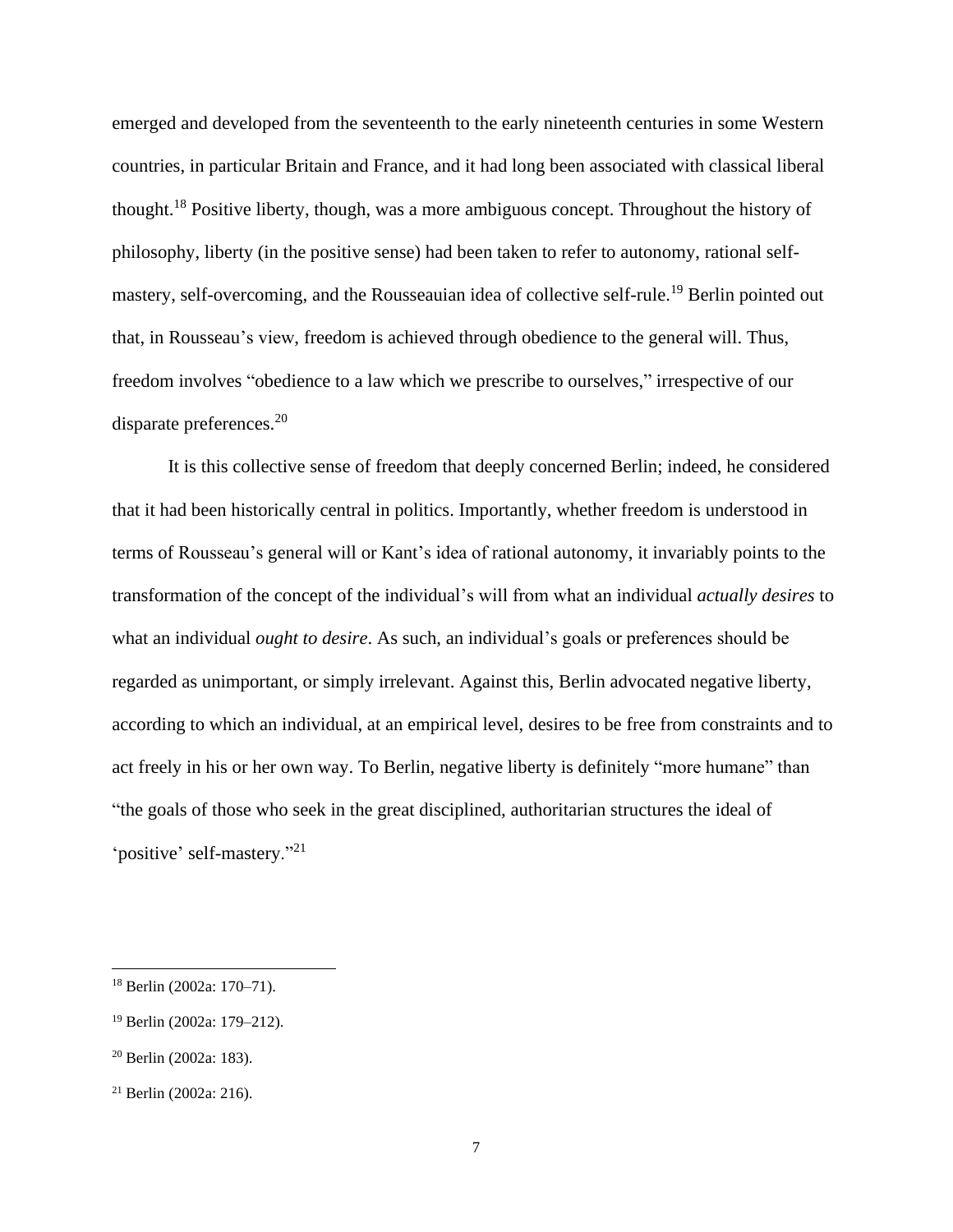emerged and developed from the seventeenth to the early nineteenth centuries in some Western countries, in particular Britain and France, and it had long been associated with classical liberal thought.[18] Positive liberty, though, was a more ambiguous concept. Throughout the history of philosophy, liberty (in the positive sense) had been taken to refer to autonomy, rational self-mastery, self-overcoming, and the Rousseauian idea of collective self-rule.[19] Berlin pointed out that, in Rousseau's view, freedom is achieved through obedience to the general will. Thus, freedom involves "obedience to a law which we prescribe to ourselves," irrespective of our disparate preferences.[20]

It is this collective sense of freedom that deeply concerned Berlin; indeed, he considered that it had been historically central in politics. Importantly, whether freedom is understood in terms of Rousseau's general will or Kant's idea of rational autonomy, it invariably points to the transformation of the concept of the individual's will from what an individual *actually desires* to what an individual *ought to desire*. As such, an individual's goals or preferences should be regarded as unimportant, or simply irrelevant. Against this, Berlin advocated negative liberty, according to which an individual, at an empirical level, desires to be free from constraints and to act freely in his or her own way. To Berlin, negative liberty is definitely "more humane" than "the goals of those who seek in the great disciplined, authoritarian structures the ideal of 'positive' self-mastery."[21]

---

[18] Berlin (2002a: 170–71).

[19] Berlin (2002a: 179–212).

[20] Berlin (2002a: 183).

[21] Berlin (2002a: 216).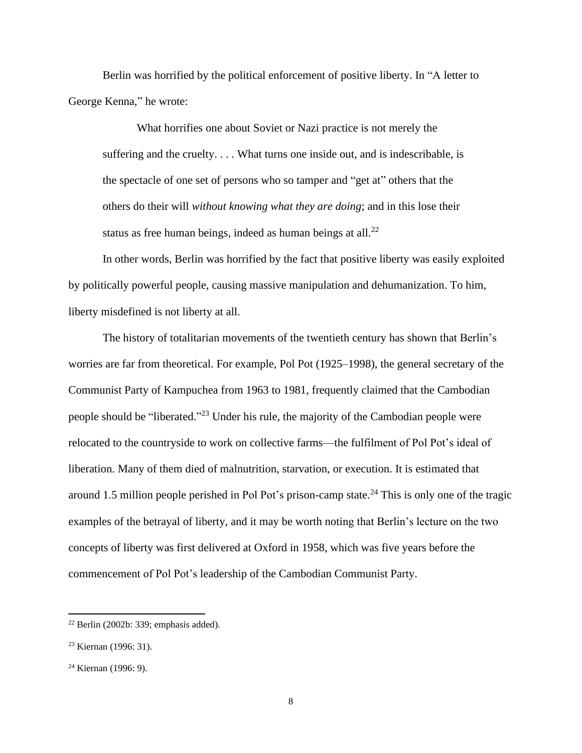Berlin was horrified by the political enforcement of positive liberty. In "A letter to George Kenna," he wrote:

> What horrifies one about Soviet or Nazi practice is not merely the suffering and the cruelty. . . . What turns one inside out, and is indescribable, is the spectacle of one set of persons who so tamper and "get at" others that the others do their will *without knowing what they are doing*; and in this lose their status as free human beings, indeed as human beings at all.[22]

In other words, Berlin was horrified by the fact that positive liberty was easily exploited by politically powerful people, causing massive manipulation and dehumanization. To him, liberty misdefined is not liberty at all.

The history of totalitarian movements of the twentieth century has shown that Berlin's worries are far from theoretical. For example, Pol Pot (1925–1998), the general secretary of the Communist Party of Kampuchea from 1963 to 1981, frequently claimed that the Cambodian people should be "liberated."[23] Under his rule, the majority of the Cambodian people were relocated to the countryside to work on collective farms—the fulfilment of Pol Pot's ideal of liberation. Many of them died of malnutrition, starvation, or execution. It is estimated that around 1.5 million people perished in Pol Pot's prison-camp state.[24] This is only one of the tragic examples of the betrayal of liberty, and it may be worth noting that Berlin's lecture on the two concepts of liberty was first delivered at Oxford in 1958, which was five years before the commencement of Pol Pot's leadership of the Cambodian Communist Party.

---

[22] Berlin (2002b: 339; emphasis added).

[23] Kiernan (1996: 31).

[24] Kiernan (1996: 9).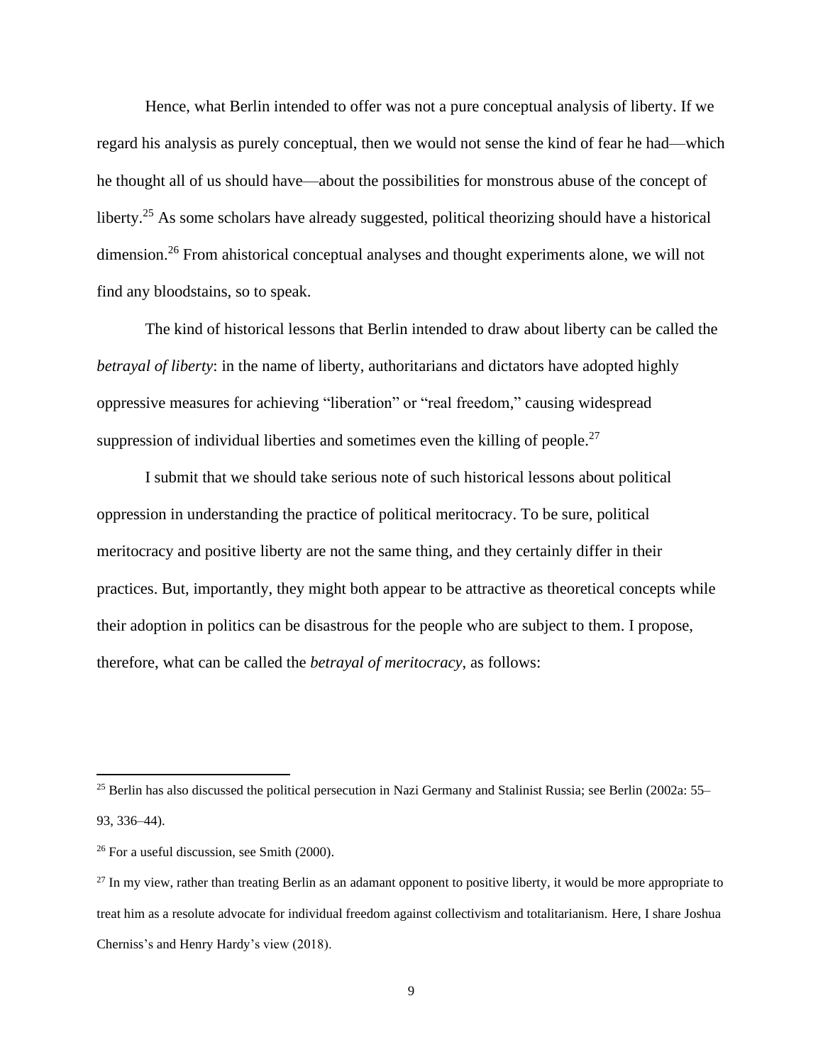Hence, what Berlin intended to offer was not a pure conceptual analysis of liberty. If we regard his analysis as purely conceptual, then we would not sense the kind of fear he had—which he thought all of us should have—about the possibilities for monstrous abuse of the concept of liberty.[25] As some scholars have already suggested, political theorizing should have a historical dimension.[26] From ahistorical conceptual analyses and thought experiments alone, we will not find any bloodstains, so to speak.

The kind of historical lessons that Berlin intended to draw about liberty can be called the *betrayal of liberty*: in the name of liberty, authoritarians and dictators have adopted highly oppressive measures for achieving "liberation" or "real freedom," causing widespread suppression of individual liberties and sometimes even the killing of people.[27]

I submit that we should take serious note of such historical lessons about political oppression in understanding the practice of political meritocracy. To be sure, political meritocracy and positive liberty are not the same thing, and they certainly differ in their practices. But, importantly, they might both appear to be attractive as theoretical concepts while their adoption in politics can be disastrous for the people who are subject to them. I propose, therefore, what can be called the *betrayal of meritocracy*, as follows:

---

[25] Berlin has also discussed the political persecution in Nazi Germany and Stalinist Russia; see Berlin (2002a: 55–93, 336–44).

[26] For a useful discussion, see Smith (2000).

[27] In my view, rather than treating Berlin as an adamant opponent to positive liberty, it would be more appropriate to treat him as a resolute advocate for individual freedom against collectivism and totalitarianism. Here, I share Joshua Cherniss's and Henry Hardy's view (2018).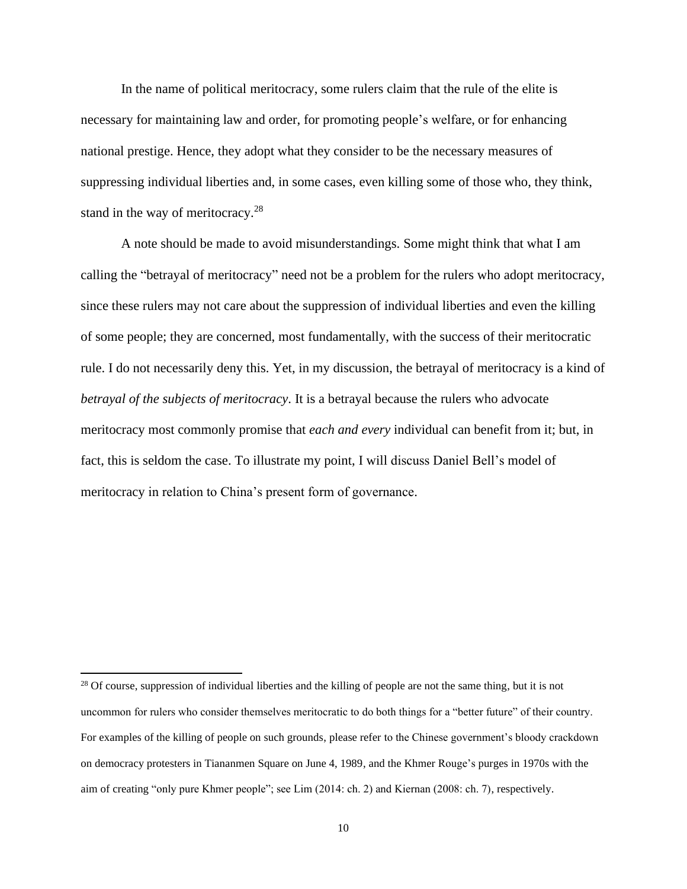In the name of political meritocracy, some rulers claim that the rule of the elite is necessary for maintaining law and order, for promoting people's welfare, or for enhancing national prestige. Hence, they adopt what they consider to be the necessary measures of suppressing individual liberties and, in some cases, even killing some of those who, they think, stand in the way of meritocracy.[28]

A note should be made to avoid misunderstandings. Some might think that what I am calling the "betrayal of meritocracy" need not be a problem for the rulers who adopt meritocracy, since these rulers may not care about the suppression of individual liberties and even the killing of some people; they are concerned, most fundamentally, with the success of their meritocratic rule. I do not necessarily deny this. Yet, in my discussion, the betrayal of meritocracy is a kind of *betrayal of the subjects of meritocracy*. It is a betrayal because the rulers who advocate meritocracy most commonly promise that *each and every* individual can benefit from it; but, in fact, this is seldom the case. To illustrate my point, I will discuss Daniel Bell's model of meritocracy in relation to China's present form of governance.

[28] Of course, suppression of individual liberties and the killing of people are not the same thing, but it is not uncommon for rulers who consider themselves meritocratic to do both things for a "better future" of their country. For examples of the killing of people on such grounds, please refer to the Chinese government's bloody crackdown on democracy protesters in Tiananmen Square on June 4, 1989, and the Khmer Rouge's purges in 1970s with the aim of creating "only pure Khmer people"; see Lim (2014: ch. 2) and Kiernan (2008: ch. 7), respectively.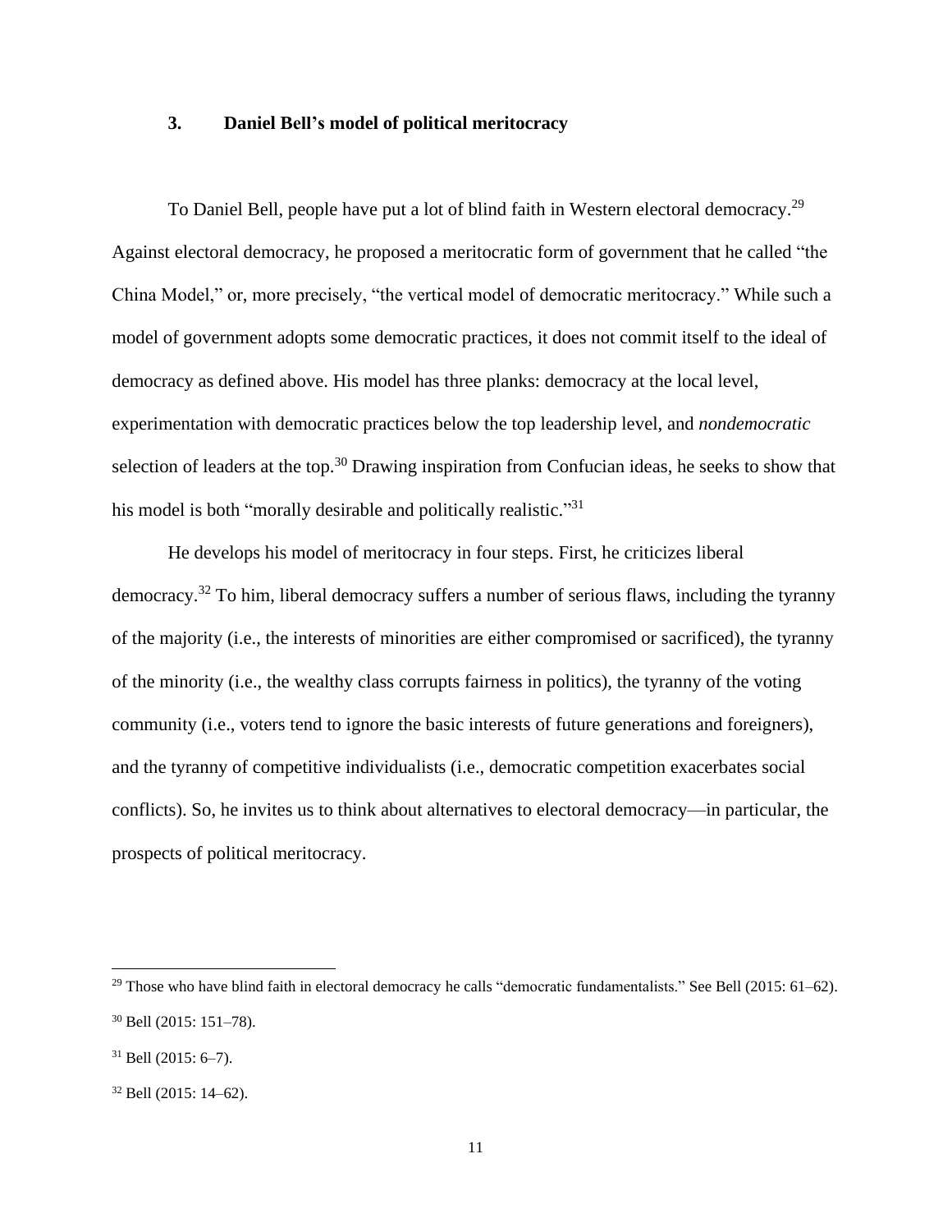### 3. Daniel Bell's model of political meritocracy

To Daniel Bell, people have put a lot of blind faith in Western electoral democracy.[29] Against electoral democracy, he proposed a meritocratic form of government that he called "the China Model," or, more precisely, "the vertical model of democratic meritocracy." While such a model of government adopts some democratic practices, it does not commit itself to the ideal of democracy as defined above. His model has three planks: democracy at the local level, experimentation with democratic practices below the top leadership level, and *nondemocratic* selection of leaders at the top.[30] Drawing inspiration from Confucian ideas, he seeks to show that his model is both "morally desirable and politically realistic."[31]

He develops his model of meritocracy in four steps. First, he criticizes liberal democracy.[32] To him, liberal democracy suffers a number of serious flaws, including the tyranny of the majority (i.e., the interests of minorities are either compromised or sacrificed), the tyranny of the minority (i.e., the wealthy class corrupts fairness in politics), the tyranny of the voting community (i.e., voters tend to ignore the basic interests of future generations and foreigners), and the tyranny of competitive individualists (i.e., democratic competition exacerbates social conflicts). So, he invites us to think about alternatives to electoral democracy—in particular, the prospects of political meritocracy.

---

[29] Those who have blind faith in electoral democracy he calls "democratic fundamentalists." See Bell (2015: 61–62).

[30] Bell (2015: 151–78).

[31] Bell (2015: 6–7).

[32] Bell (2015: 14–62).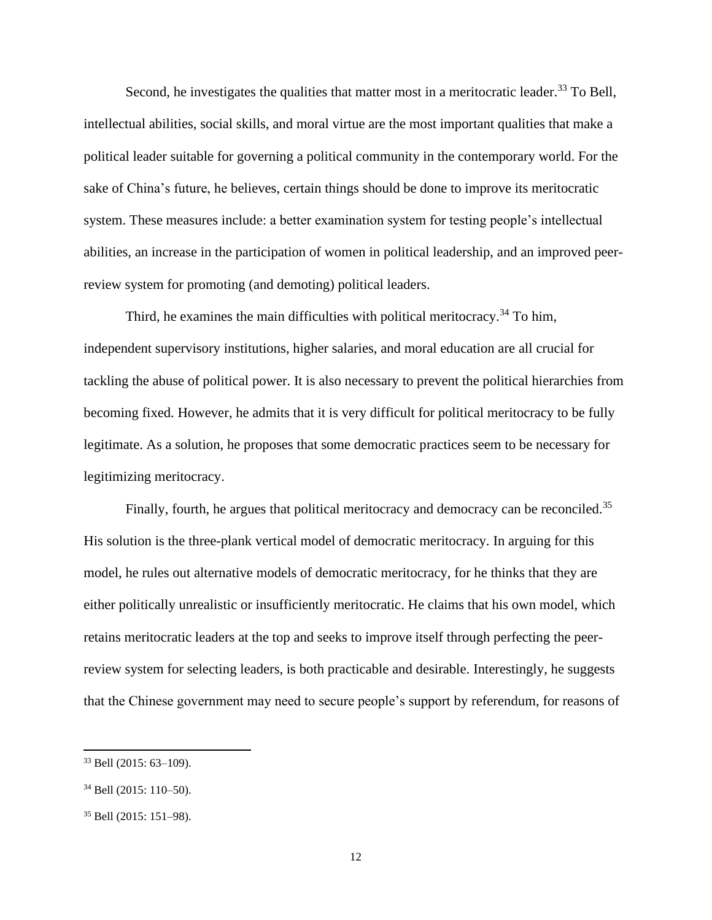Second, he investigates the qualities that matter most in a meritocratic leader.[33] To Bell, intellectual abilities, social skills, and moral virtue are the most important qualities that make a political leader suitable for governing a political community in the contemporary world. For the sake of China's future, he believes, certain things should be done to improve its meritocratic system. These measures include: a better examination system for testing people's intellectual abilities, an increase in the participation of women in political leadership, and an improved peer-review system for promoting (and demoting) political leaders.

Third, he examines the main difficulties with political meritocracy.[34] To him, independent supervisory institutions, higher salaries, and moral education are all crucial for tackling the abuse of political power. It is also necessary to prevent the political hierarchies from becoming fixed. However, he admits that it is very difficult for political meritocracy to be fully legitimate. As a solution, he proposes that some democratic practices seem to be necessary for legitimizing meritocracy.

Finally, fourth, he argues that political meritocracy and democracy can be reconciled.[35] His solution is the three-plank vertical model of democratic meritocracy. In arguing for this model, he rules out alternative models of democratic meritocracy, for he thinks that they are either politically unrealistic or insufficiently meritocratic. He claims that his own model, which retains meritocratic leaders at the top and seeks to improve itself through perfecting the peer-review system for selecting leaders, is both practicable and desirable. Interestingly, he suggests that the Chinese government may need to secure people's support by referendum, for reasons of

---

[33] Bell (2015: 63–109).

[34] Bell (2015: 110–50).

[35] Bell (2015: 151–98).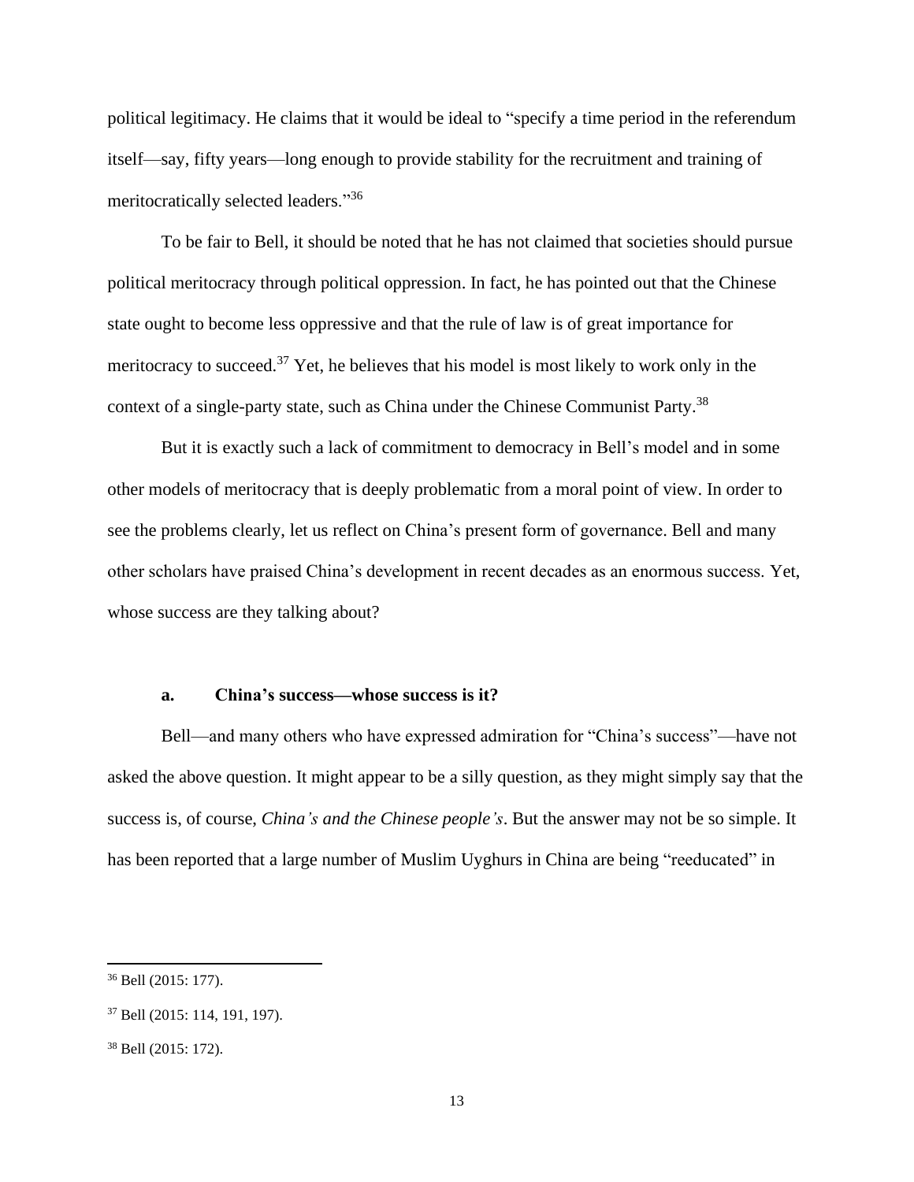political legitimacy. He claims that it would be ideal to "specify a time period in the referendum itself—say, fifty years—long enough to provide stability for the recruitment and training of meritocratically selected leaders."[36]

To be fair to Bell, it should be noted that he has not claimed that societies should pursue political meritocracy through political oppression. In fact, he has pointed out that the Chinese state ought to become less oppressive and that the rule of law is of great importance for meritocracy to succeed.[37] Yet, he believes that his model is most likely to work only in the context of a single-party state, such as China under the Chinese Communist Party.[38]

But it is exactly such a lack of commitment to democracy in Bell's model and in some other models of meritocracy that is deeply problematic from a moral point of view. In order to see the problems clearly, let us reflect on China's present form of governance. Bell and many other scholars have praised China's development in recent decades as an enormous success. Yet, whose success are they talking about?

#### a. China's success—whose success is it?

Bell—and many others who have expressed admiration for "China's success"—have not asked the above question. It might appear to be a silly question, as they might simply say that the success is, of course, *China's and the Chinese people's*. But the answer may not be so simple. It has been reported that a large number of Muslim Uyghurs in China are being "reeducated" in

---

[36] Bell (2015: 177).

[37] Bell (2015: 114, 191, 197).

[38] Bell (2015: 172).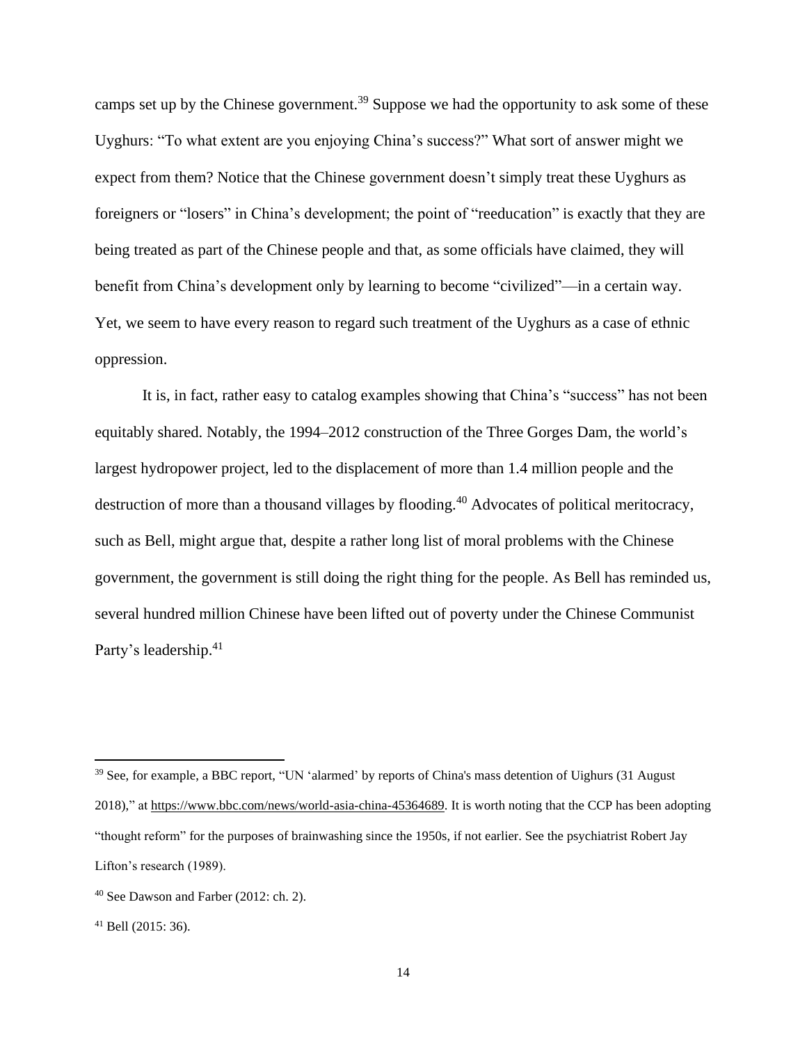camps set up by the Chinese government.[39] Suppose we had the opportunity to ask some of these Uyghurs: "To what extent are you enjoying China's success?" What sort of answer might we expect from them? Notice that the Chinese government doesn't simply treat these Uyghurs as foreigners or "losers" in China's development; the point of "reeducation" is exactly that they are being treated as part of the Chinese people and that, as some officials have claimed, they will benefit from China's development only by learning to become "civilized"—in a certain way. Yet, we seem to have every reason to regard such treatment of the Uyghurs as a case of ethnic oppression.

It is, in fact, rather easy to catalog examples showing that China's "success" has not been equitably shared. Notably, the 1994–2012 construction of the Three Gorges Dam, the world's largest hydropower project, led to the displacement of more than 1.4 million people and the destruction of more than a thousand villages by flooding.[40] Advocates of political meritocracy, such as Bell, might argue that, despite a rather long list of moral problems with the Chinese government, the government is still doing the right thing for the people. As Bell has reminded us, several hundred million Chinese have been lifted out of poverty under the Chinese Communist Party's leadership.[41]

---

[39] See, for example, a BBC report, "UN 'alarmed' by reports of China's mass detention of Uighurs (31 August 2018)," at https://www.bbc.com/news/world-asia-china-45364689. It is worth noting that the CCP has been adopting "thought reform" for the purposes of brainwashing since the 1950s, if not earlier. See the psychiatrist Robert Jay Lifton's research (1989).

[40] See Dawson and Farber (2012: ch. 2).

[41] Bell (2015: 36).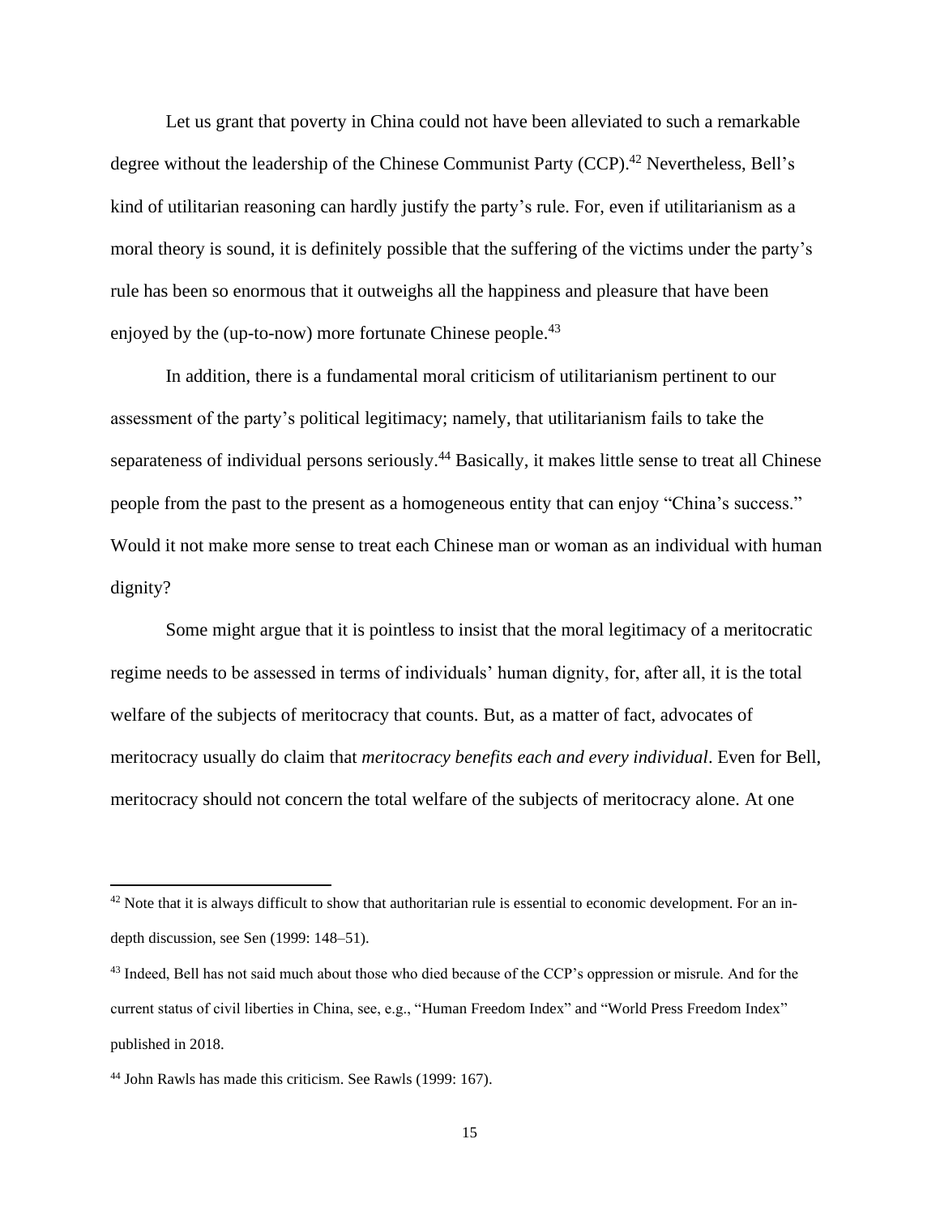Let us grant that poverty in China could not have been alleviated to such a remarkable degree without the leadership of the Chinese Communist Party (CCP).[42] Nevertheless, Bell's kind of utilitarian reasoning can hardly justify the party's rule. For, even if utilitarianism as a moral theory is sound, it is definitely possible that the suffering of the victims under the party's rule has been so enormous that it outweighs all the happiness and pleasure that have been enjoyed by the (up-to-now) more fortunate Chinese people.[43]

In addition, there is a fundamental moral criticism of utilitarianism pertinent to our assessment of the party's political legitimacy; namely, that utilitarianism fails to take the separateness of individual persons seriously.[44] Basically, it makes little sense to treat all Chinese people from the past to the present as a homogeneous entity that can enjoy "China's success." Would it not make more sense to treat each Chinese man or woman as an individual with human dignity?

Some might argue that it is pointless to insist that the moral legitimacy of a meritocratic regime needs to be assessed in terms of individuals' human dignity, for, after all, it is the total welfare of the subjects of meritocracy that counts. But, as a matter of fact, advocates of meritocracy usually do claim that *meritocracy benefits each and every individual*. Even for Bell, meritocracy should not concern the total welfare of the subjects of meritocracy alone. At one

---

[42] Note that it is always difficult to show that authoritarian rule is essential to economic development. For an in-depth discussion, see Sen (1999: 148–51).

[43] Indeed, Bell has not said much about those who died because of the CCP's oppression or misrule. And for the current status of civil liberties in China, see, e.g., "Human Freedom Index" and "World Press Freedom Index" published in 2018.

[44] John Rawls has made this criticism. See Rawls (1999: 167).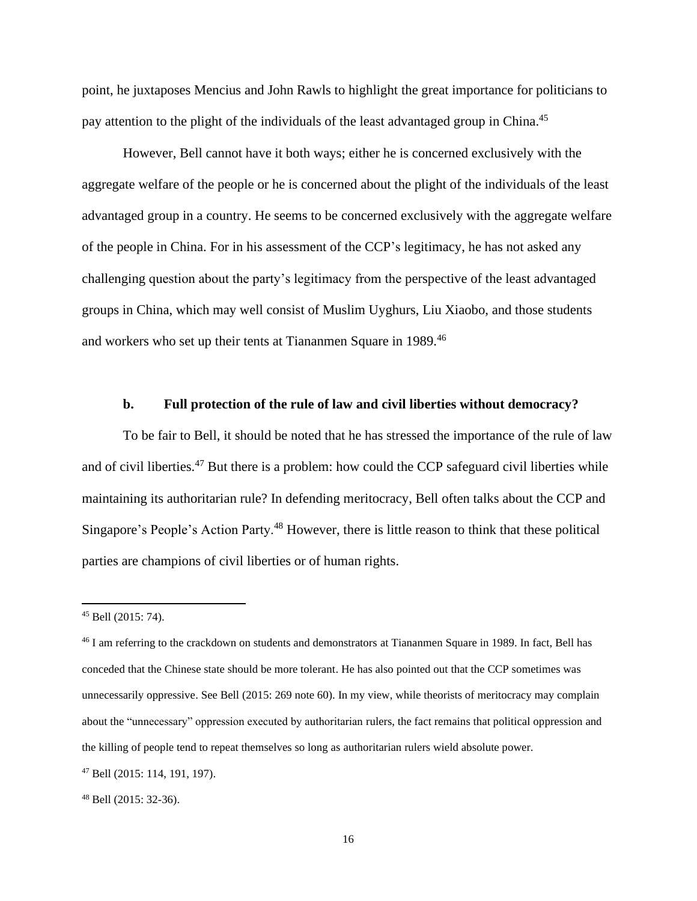point, he juxtaposes Mencius and John Rawls to highlight the great importance for politicians to pay attention to the plight of the individuals of the least advantaged group in China.[45]

However, Bell cannot have it both ways; either he is concerned exclusively with the aggregate welfare of the people or he is concerned about the plight of the individuals of the least advantaged group in a country. He seems to be concerned exclusively with the aggregate welfare of the people in China. For in his assessment of the CCP's legitimacy, he has not asked any challenging question about the party's legitimacy from the perspective of the least advantaged groups in China, which may well consist of Muslim Uyghurs, Liu Xiaobo, and those students and workers who set up their tents at Tiananmen Square in 1989.[46]

### b. Full protection of the rule of law and civil liberties without democracy?

To be fair to Bell, it should be noted that he has stressed the importance of the rule of law and of civil liberties.[47] But there is a problem: how could the CCP safeguard civil liberties while maintaining its authoritarian rule? In defending meritocracy, Bell often talks about the CCP and Singapore's People's Action Party.[48] However, there is little reason to think that these political parties are champions of civil liberties or of human rights.

---

[45] Bell (2015: 74).

[46] I am referring to the crackdown on students and demonstrators at Tiananmen Square in 1989. In fact, Bell has conceded that the Chinese state should be more tolerant. He has also pointed out that the CCP sometimes was unnecessarily oppressive. See Bell (2015: 269 note 60). In my view, while theorists of meritocracy may complain about the "unnecessary" oppression executed by authoritarian rulers, the fact remains that political oppression and the killing of people tend to repeat themselves so long as authoritarian rulers wield absolute power.

[47] Bell (2015: 114, 191, 197).

[48] Bell (2015: 32-36).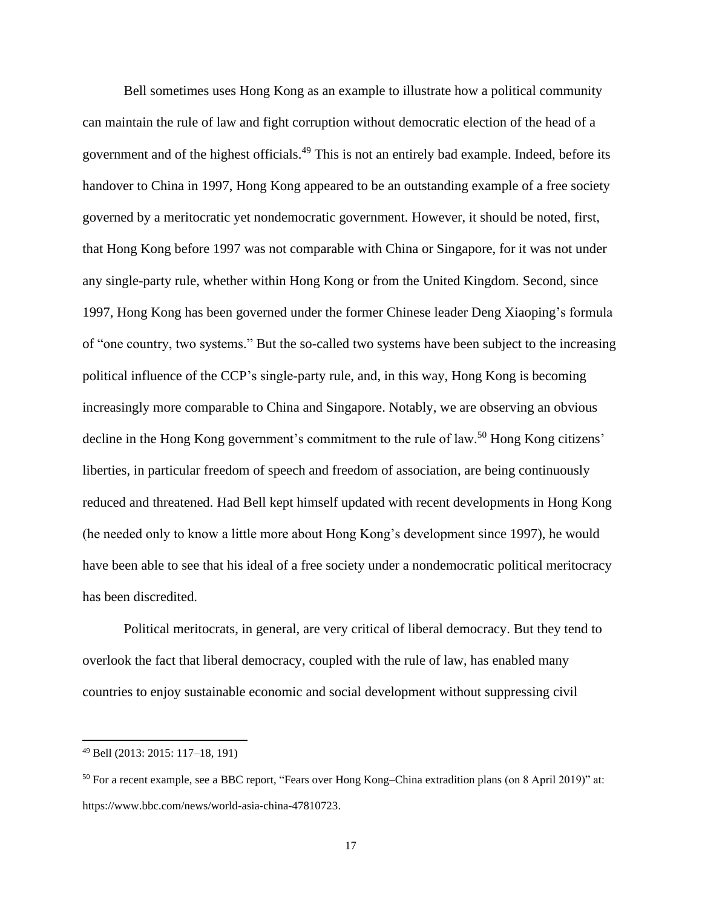Bell sometimes uses Hong Kong as an example to illustrate how a political community can maintain the rule of law and fight corruption without democratic election of the head of a government and of the highest officials.[49] This is not an entirely bad example. Indeed, before its handover to China in 1997, Hong Kong appeared to be an outstanding example of a free society governed by a meritocratic yet nondemocratic government. However, it should be noted, first, that Hong Kong before 1997 was not comparable with China or Singapore, for it was not under any single-party rule, whether within Hong Kong or from the United Kingdom. Second, since 1997, Hong Kong has been governed under the former Chinese leader Deng Xiaoping's formula of "one country, two systems." But the so-called two systems have been subject to the increasing political influence of the CCP's single-party rule, and, in this way, Hong Kong is becoming increasingly more comparable to China and Singapore. Notably, we are observing an obvious decline in the Hong Kong government's commitment to the rule of law.[50] Hong Kong citizens' liberties, in particular freedom of speech and freedom of association, are being continuously reduced and threatened. Had Bell kept himself updated with recent developments in Hong Kong (he needed only to know a little more about Hong Kong's development since 1997), he would have been able to see that his ideal of a free society under a nondemocratic political meritocracy has been discredited.

Political meritocrats, in general, are very critical of liberal democracy. But they tend to overlook the fact that liberal democracy, coupled with the rule of law, has enabled many countries to enjoy sustainable economic and social development without suppressing civil

---

[49] Bell (2013: 2015: 117–18, 191)

[50] For a recent example, see a BBC report, "Fears over Hong Kong–China extradition plans (on 8 April 2019)" at: https://www.bbc.com/news/world-asia-china-47810723.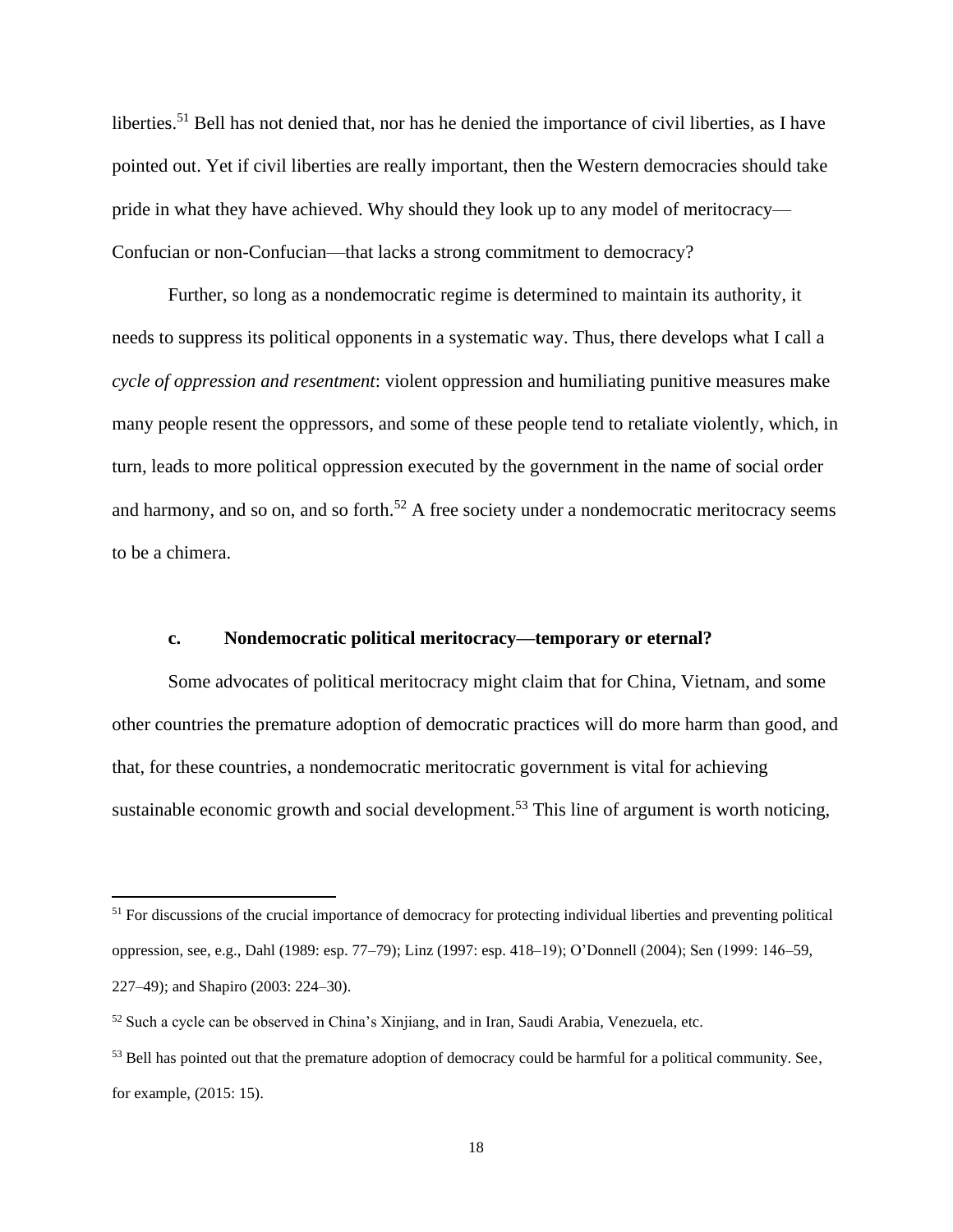liberties.[51] Bell has not denied that, nor has he denied the importance of civil liberties, as I have pointed out. Yet if civil liberties are really important, then the Western democracies should take pride in what they have achieved. Why should they look up to any model of meritocracy—Confucian or non-Confucian—that lacks a strong commitment to democracy?

Further, so long as a nondemocratic regime is determined to maintain its authority, it needs to suppress its political opponents in a systematic way. Thus, there develops what I call a *cycle of oppression and resentment*: violent oppression and humiliating punitive measures make many people resent the oppressors, and some of these people tend to retaliate violently, which, in turn, leads to more political oppression executed by the government in the name of social order and harmony, and so on, and so forth.[52] A free society under a nondemocratic meritocracy seems to be a chimera.

### c. Nondemocratic political meritocracy—temporary or eternal?

Some advocates of political meritocracy might claim that for China, Vietnam, and some other countries the premature adoption of democratic practices will do more harm than good, and that, for these countries, a nondemocratic meritocratic government is vital for achieving sustainable economic growth and social development.[53] This line of argument is worth noticing,

---

[51] For discussions of the crucial importance of democracy for protecting individual liberties and preventing political oppression, see, e.g., Dahl (1989: esp. 77–79); Linz (1997: esp. 418–19); O'Donnell (2004); Sen (1999: 146–59, 227–49); and Shapiro (2003: 224–30).

[52] Such a cycle can be observed in China's Xinjiang, and in Iran, Saudi Arabia, Venezuela, etc.

[53] Bell has pointed out that the premature adoption of democracy could be harmful for a political community. See, for example, (2015: 15).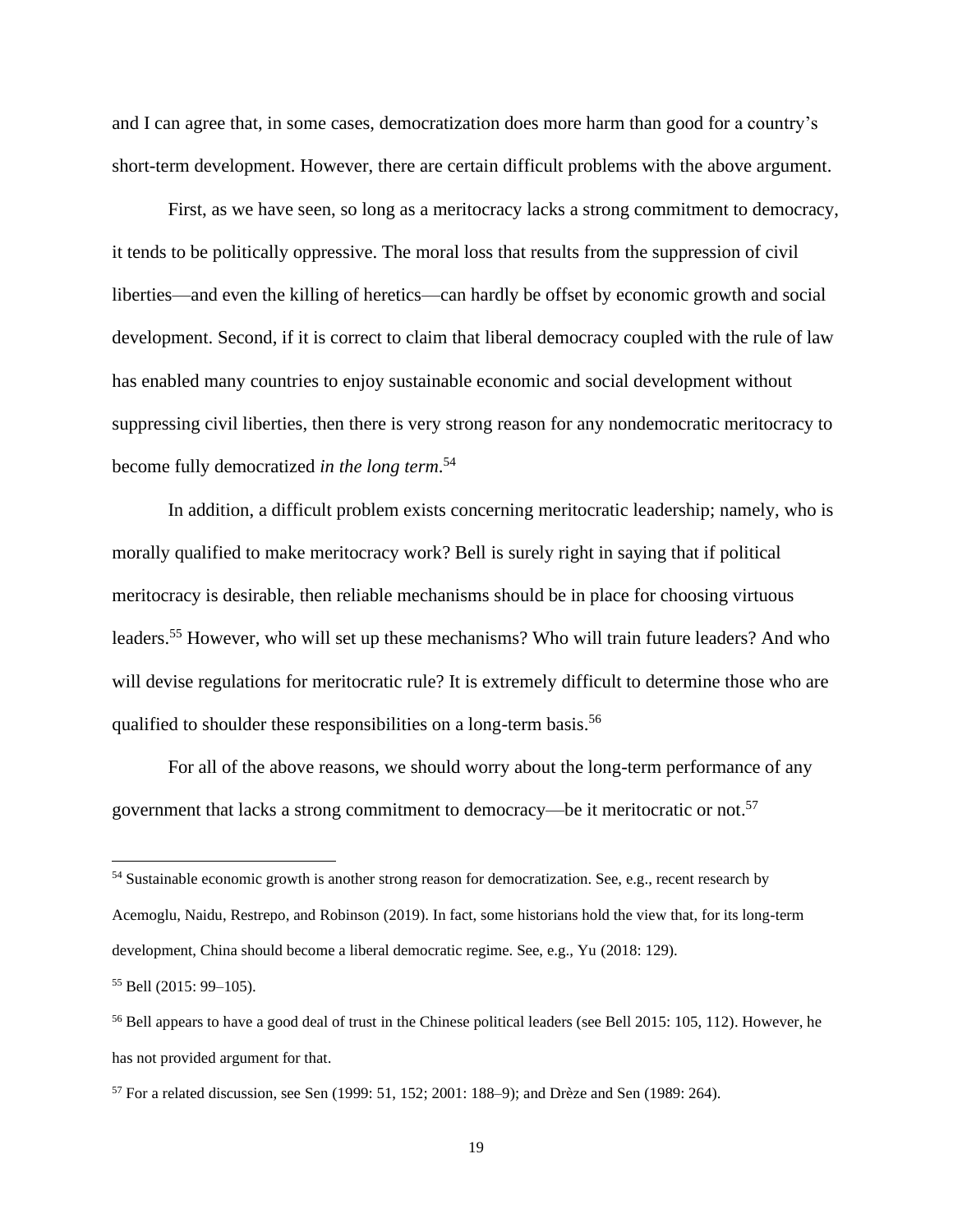and I can agree that, in some cases, democratization does more harm than good for a country's short-term development. However, there are certain difficult problems with the above argument.

First, as we have seen, so long as a meritocracy lacks a strong commitment to democracy, it tends to be politically oppressive. The moral loss that results from the suppression of civil liberties—and even the killing of heretics—can hardly be offset by economic growth and social development. Second, if it is correct to claim that liberal democracy coupled with the rule of law has enabled many countries to enjoy sustainable economic and social development without suppressing civil liberties, then there is very strong reason for any nondemocratic meritocracy to become fully democratized *in the long term*.[54]

In addition, a difficult problem exists concerning meritocratic leadership; namely, who is morally qualified to make meritocracy work? Bell is surely right in saying that if political meritocracy is desirable, then reliable mechanisms should be in place for choosing virtuous leaders.[55] However, who will set up these mechanisms? Who will train future leaders? And who will devise regulations for meritocratic rule? It is extremely difficult to determine those who are qualified to shoulder these responsibilities on a long-term basis.[56]

For all of the above reasons, we should worry about the long-term performance of any government that lacks a strong commitment to democracy—be it meritocratic or not.[57]

---

[54] Sustainable economic growth is another strong reason for democratization. See, e.g., recent research by Acemoglu, Naidu, Restrepo, and Robinson (2019). In fact, some historians hold the view that, for its long-term development, China should become a liberal democratic regime. See, e.g., Yu (2018: 129).

[55] Bell (2015: 99–105).

[56] Bell appears to have a good deal of trust in the Chinese political leaders (see Bell 2015: 105, 112). However, he has not provided argument for that.

[57] For a related discussion, see Sen (1999: 51, 152; 2001: 188–9); and Drèze and Sen (1989: 264).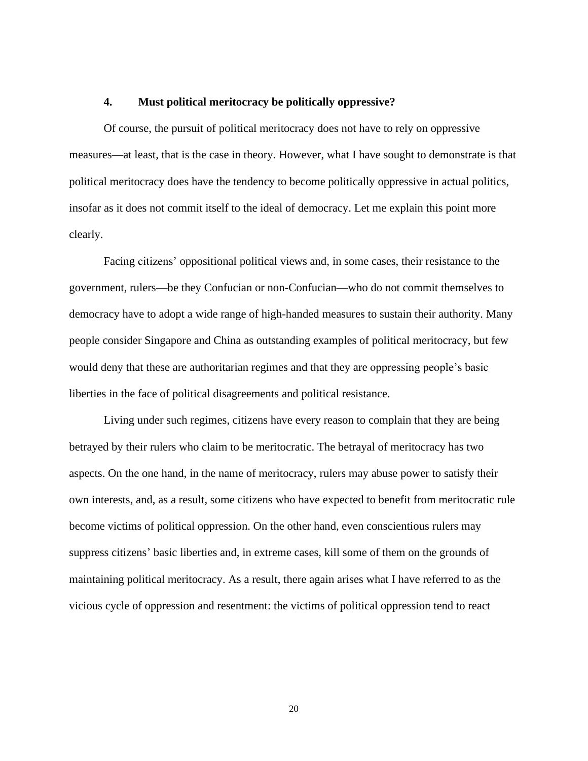## 4. Must political meritocracy be politically oppressive?

Of course, the pursuit of political meritocracy does not have to rely on oppressive measures—at least, that is the case in theory. However, what I have sought to demonstrate is that political meritocracy does have the tendency to become politically oppressive in actual politics, insofar as it does not commit itself to the ideal of democracy. Let me explain this point more clearly.

Facing citizens' oppositional political views and, in some cases, their resistance to the government, rulers—be they Confucian or non-Confucian—who do not commit themselves to democracy have to adopt a wide range of high-handed measures to sustain their authority. Many people consider Singapore and China as outstanding examples of political meritocracy, but few would deny that these are authoritarian regimes and that they are oppressing people's basic liberties in the face of political disagreements and political resistance.

Living under such regimes, citizens have every reason to complain that they are being betrayed by their rulers who claim to be meritocratic. The betrayal of meritocracy has two aspects. On the one hand, in the name of meritocracy, rulers may abuse power to satisfy their own interests, and, as a result, some citizens who have expected to benefit from meritocratic rule become victims of political oppression. On the other hand, even conscientious rulers may suppress citizens' basic liberties and, in extreme cases, kill some of them on the grounds of maintaining political meritocracy. As a result, there again arises what I have referred to as the vicious cycle of oppression and resentment: the victims of political oppression tend to react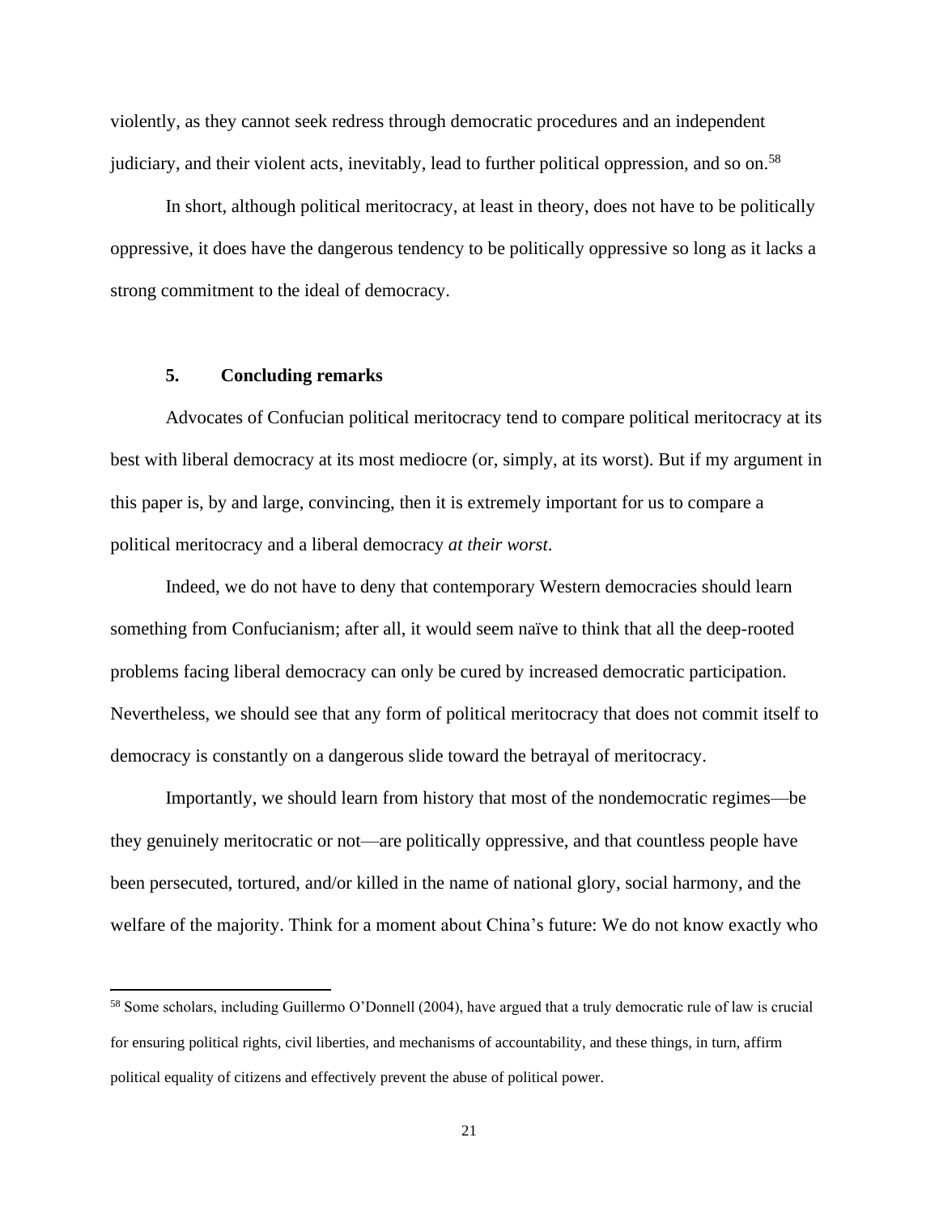violently, as they cannot seek redress through democratic procedures and an independent judiciary, and their violent acts, inevitably, lead to further political oppression, and so on.[58]

In short, although political meritocracy, at least in theory, does not have to be politically oppressive, it does have the dangerous tendency to be politically oppressive so long as it lacks a strong commitment to the ideal of democracy.

## 5. Concluding remarks

Advocates of Confucian political meritocracy tend to compare political meritocracy at its best with liberal democracy at its most mediocre (or, simply, at its worst). But if my argument in this paper is, by and large, convincing, then it is extremely important for us to compare a political meritocracy and a liberal democracy *at their worst*.

Indeed, we do not have to deny that contemporary Western democracies should learn something from Confucianism; after all, it would seem naïve to think that all the deep-rooted problems facing liberal democracy can only be cured by increased democratic participation. Nevertheless, we should see that any form of political meritocracy that does not commit itself to democracy is constantly on a dangerous slide toward the betrayal of meritocracy.

Importantly, we should learn from history that most of the nondemocratic regimes—be they genuinely meritocratic or not—are politically oppressive, and that countless people have been persecuted, tortured, and/or killed in the name of national glory, social harmony, and the welfare of the majority. Think for a moment about China's future: We do not know exactly who

---

[58] Some scholars, including Guillermo O'Donnell (2004), have argued that a truly democratic rule of law is crucial for ensuring political rights, civil liberties, and mechanisms of accountability, and these things, in turn, affirm political equality of citizens and effectively prevent the abuse of political power.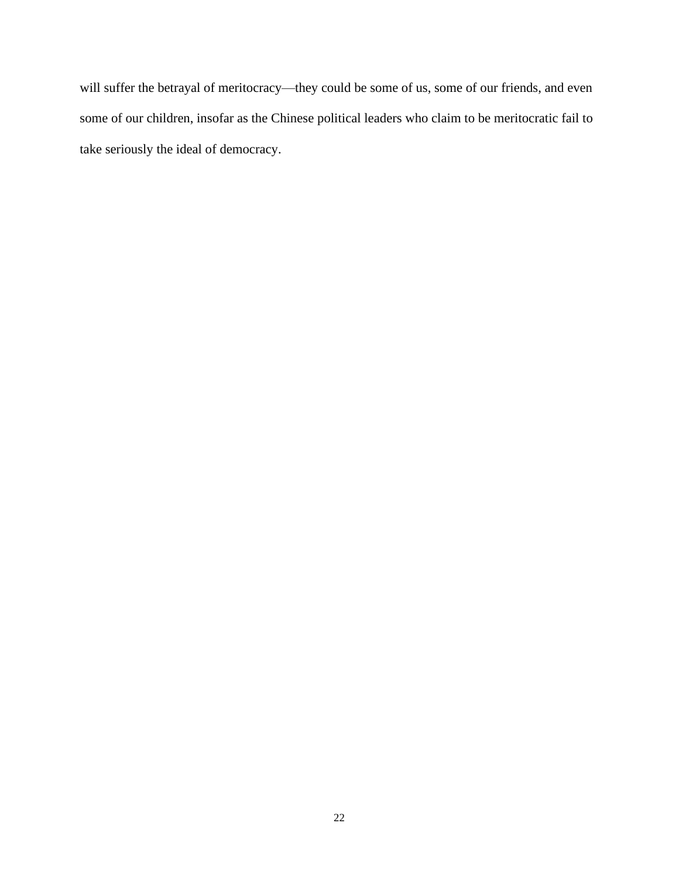will suffer the betrayal of meritocracy—they could be some of us, some of our friends, and even some of our children, insofar as the Chinese political leaders who claim to be meritocratic fail to take seriously the ideal of democracy.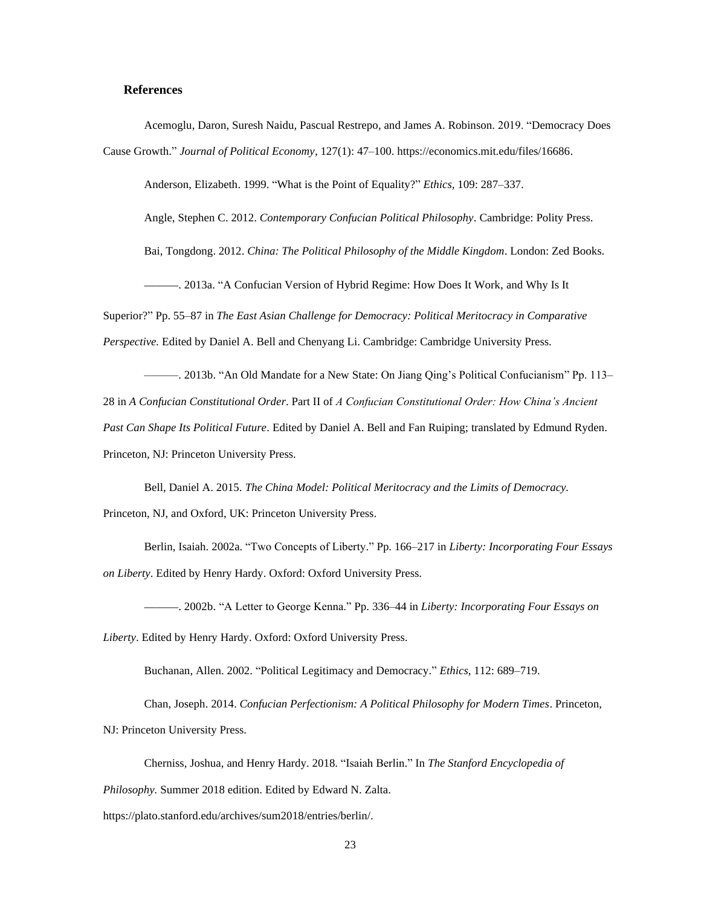## References

Acemoglu, Daron, Suresh Naidu, Pascual Restrepo, and James A. Robinson. 2019. "Democracy Does Cause Growth." *Journal of Political Economy*, 127(1): 47–100. https://economics.mit.edu/files/16686.

Anderson, Elizabeth. 1999. "What is the Point of Equality?" *Ethics*, 109: 287–337.

Angle, Stephen C. 2012. *Contemporary Confucian Political Philosophy*. Cambridge: Polity Press.

Bai, Tongdong. 2012. *China: The Political Philosophy of the Middle Kingdom*. London: Zed Books.

———. 2013a. "A Confucian Version of Hybrid Regime: How Does It Work, and Why Is It Superior?" Pp. 55–87 in *The East Asian Challenge for Democracy: Political Meritocracy in Comparative Perspective.* Edited by Daniel A. Bell and Chenyang Li. Cambridge: Cambridge University Press.

———. 2013b. "An Old Mandate for a New State: On Jiang Qing's Political Confucianism" Pp. 113–28 in *A Confucian Constitutional Order*. Part II of *A Confucian Constitutional Order: How China's Ancient Past Can Shape Its Political Future*. Edited by Daniel A. Bell and Fan Ruiping; translated by Edmund Ryden. Princeton, NJ: Princeton University Press.

Bell, Daniel A. 2015. *The China Model: Political Meritocracy and the Limits of Democracy.* Princeton, NJ, and Oxford, UK: Princeton University Press.

Berlin, Isaiah. 2002a. "Two Concepts of Liberty." Pp. 166–217 in *Liberty: Incorporating Four Essays on Liberty*. Edited by Henry Hardy. Oxford: Oxford University Press.

———. 2002b. "A Letter to George Kenna." Pp. 336–44 in *Liberty: Incorporating Four Essays on Liberty*. Edited by Henry Hardy. Oxford: Oxford University Press.

Buchanan, Allen. 2002. "Political Legitimacy and Democracy." *Ethics*, 112: 689–719.

Chan, Joseph. 2014. *Confucian Perfectionism: A Political Philosophy for Modern Times*. Princeton, NJ: Princeton University Press.

Cherniss, Joshua, and Henry Hardy. 2018. "Isaiah Berlin." In *The Stanford Encyclopedia of Philosophy.* Summer 2018 edition. Edited by Edward N. Zalta. https://plato.stanford.edu/archives/sum2018/entries/berlin/.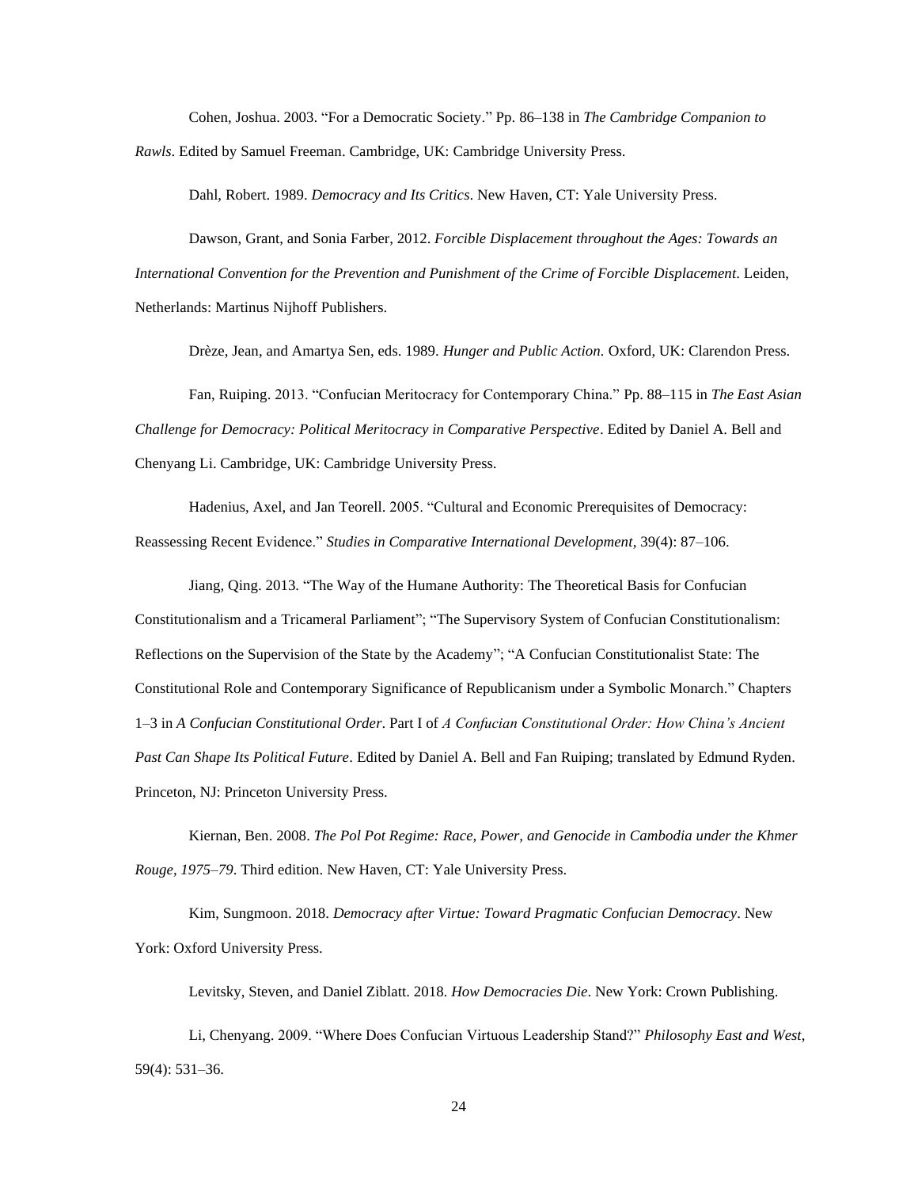Cohen, Joshua. 2003. "For a Democratic Society." Pp. 86–138 in *The Cambridge Companion to Rawls*. Edited by Samuel Freeman. Cambridge, UK: Cambridge University Press.

Dahl, Robert. 1989. *Democracy and Its Critics*. New Haven, CT: Yale University Press.

Dawson, Grant, and Sonia Farber, 2012. *Forcible Displacement throughout the Ages: Towards an International Convention for the Prevention and Punishment of the Crime of Forcible Displacement*. Leiden, Netherlands: Martinus Nijhoff Publishers.

Drèze, Jean, and Amartya Sen, eds. 1989. *Hunger and Public Action.* Oxford, UK: Clarendon Press.

Fan, Ruiping. 2013. "Confucian Meritocracy for Contemporary China." Pp. 88–115 in *The East Asian Challenge for Democracy: Political Meritocracy in Comparative Perspective*. Edited by Daniel A. Bell and Chenyang Li. Cambridge, UK: Cambridge University Press.

Hadenius, Axel, and Jan Teorell. 2005. "Cultural and Economic Prerequisites of Democracy: Reassessing Recent Evidence." *Studies in Comparative International Development*, 39(4): 87–106.

Jiang, Qing. 2013. "The Way of the Humane Authority: The Theoretical Basis for Confucian Constitutionalism and a Tricameral Parliament"; "The Supervisory System of Confucian Constitutionalism: Reflections on the Supervision of the State by the Academy"; "A Confucian Constitutionalist State: The Constitutional Role and Contemporary Significance of Republicanism under a Symbolic Monarch." Chapters 1–3 in *A Confucian Constitutional Order*. Part I of *A Confucian Constitutional Order: How China's Ancient Past Can Shape Its Political Future*. Edited by Daniel A. Bell and Fan Ruiping; translated by Edmund Ryden. Princeton, NJ: Princeton University Press.

Kiernan, Ben. 2008. *The Pol Pot Regime: Race, Power, and Genocide in Cambodia under the Khmer Rouge, 1975–79*. Third edition. New Haven, CT: Yale University Press.

Kim, Sungmoon. 2018. *Democracy after Virtue: Toward Pragmatic Confucian Democracy*. New York: Oxford University Press.

Levitsky, Steven, and Daniel Ziblatt. 2018. *How Democracies Die*. New York: Crown Publishing.

Li, Chenyang. 2009. "Where Does Confucian Virtuous Leadership Stand?" *Philosophy East and West*, 59(4): 531–36.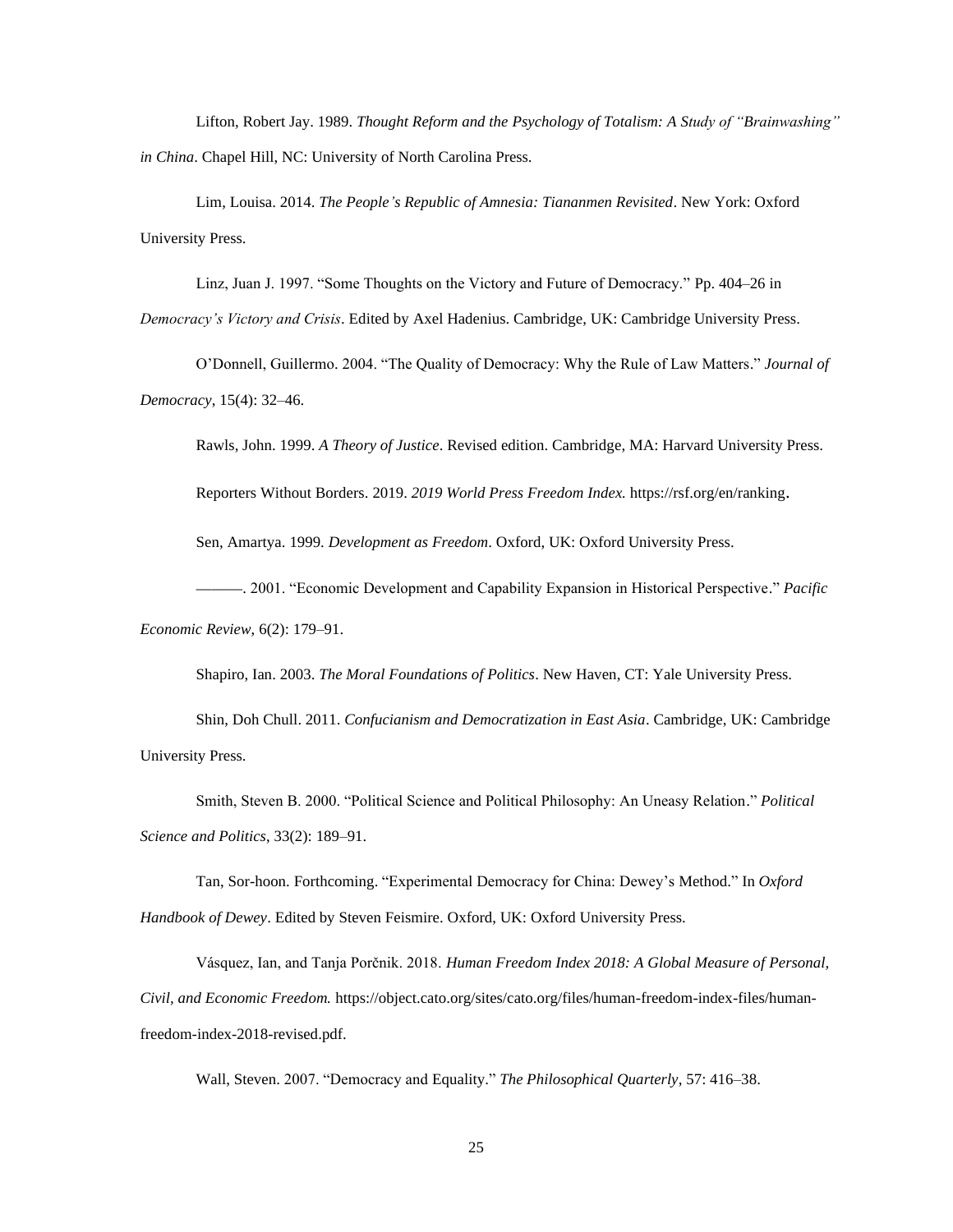Lifton, Robert Jay. 1989. *Thought Reform and the Psychology of Totalism: A Study of "Brainwashing" in China*. Chapel Hill, NC: University of North Carolina Press.

Lim, Louisa. 2014. *The People's Republic of Amnesia: Tiananmen Revisited*. New York: Oxford University Press.

Linz, Juan J. 1997. "Some Thoughts on the Victory and Future of Democracy." Pp. 404–26 in *Democracy's Victory and Crisis*. Edited by Axel Hadenius. Cambridge, UK: Cambridge University Press.

O'Donnell, Guillermo. 2004. "The Quality of Democracy: Why the Rule of Law Matters." *Journal of Democracy*, 15(4): 32–46.

Rawls, John. 1999. *A Theory of Justice*. Revised edition. Cambridge, MA: Harvard University Press.

Reporters Without Borders. 2019. *2019 World Press Freedom Index.* https://rsf.org/en/ranking.

Sen, Amartya. 1999. *Development as Freedom*. Oxford, UK: Oxford University Press.

———. 2001. "Economic Development and Capability Expansion in Historical Perspective." *Pacific Economic Review*, 6(2): 179–91.

Shapiro, Ian. 2003. *The Moral Foundations of Politics*. New Haven, CT: Yale University Press.

Shin, Doh Chull. 2011. *Confucianism and Democratization in East Asia*. Cambridge, UK: Cambridge University Press.

Smith, Steven B. 2000. "Political Science and Political Philosophy: An Uneasy Relation." *Political Science and Politics*, 33(2): 189–91.

Tan, Sor-hoon. Forthcoming. "Experimental Democracy for China: Dewey's Method." In *Oxford Handbook of Dewey*. Edited by Steven Feismire. Oxford, UK: Oxford University Press.

Vásquez, Ian, and Tanja Porčnik. 2018. *Human Freedom Index 2018: A Global Measure of Personal, Civil, and Economic Freedom.* https://object.cato.org/sites/cato.org/files/human-freedom-index-files/human-freedom-index-2018-revised.pdf.

Wall, Steven. 2007. "Democracy and Equality." *The Philosophical Quarterly*, 57: 416–38.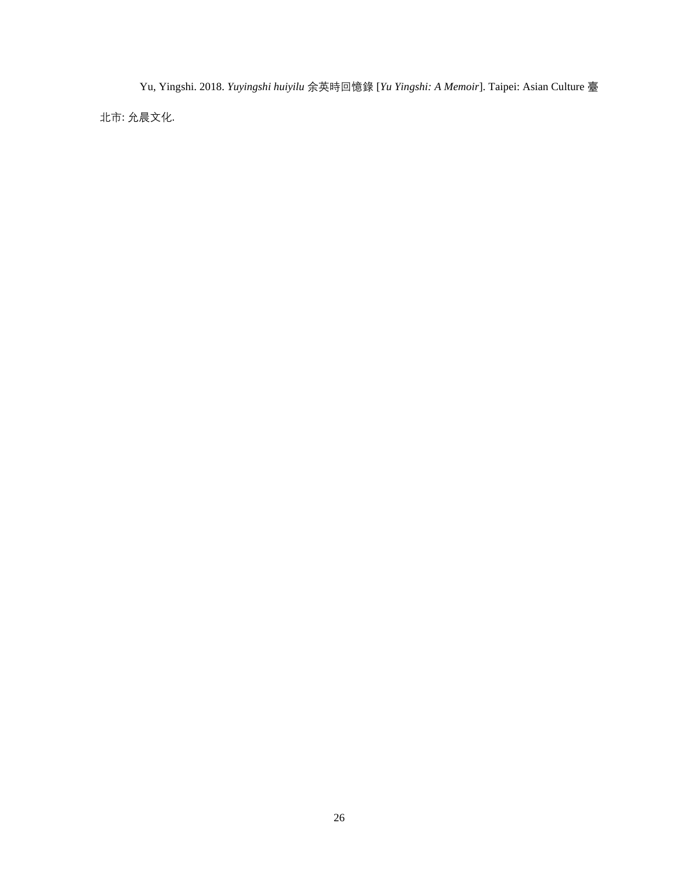Yu, Yingshi. 2018. *Yuyingshi huiyilu* 余英時回憶錄 [*Yu Yingshi: A Memoir*]. Taipei: Asian Culture 臺北市: 允晨文化.